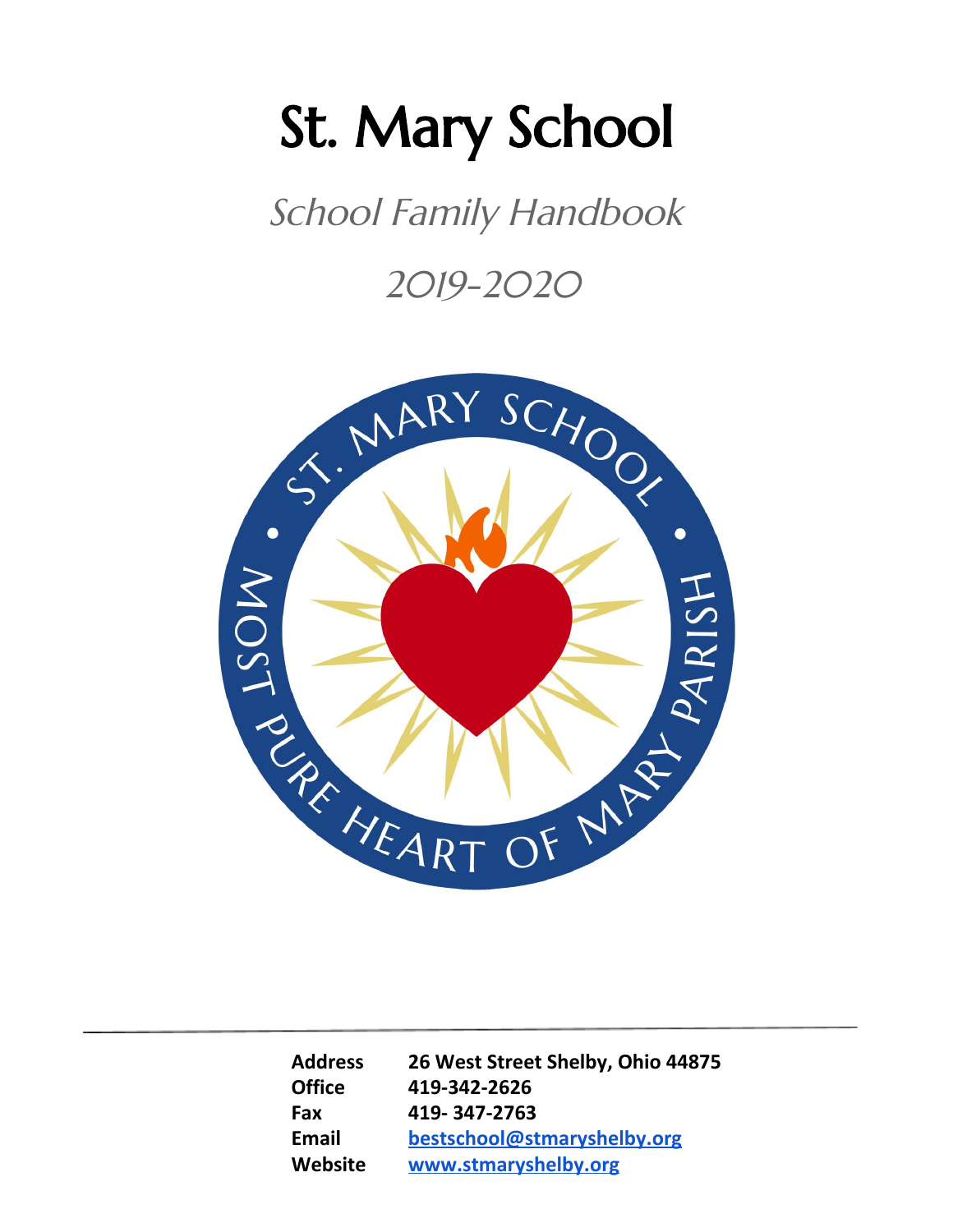# St. Mary School

## School Family Handbook

## 2019-2020

| | |
|---|---|
| **Address** | **26 West Street Shelby, Ohio 44875** |
| **Office** | **419-342-2626** |
| **Fax** | **419- 347-2763** |
| **Email** | **bestschool@stmaryshelby.org** |
| **Website** | **www.stmaryshelby.org** |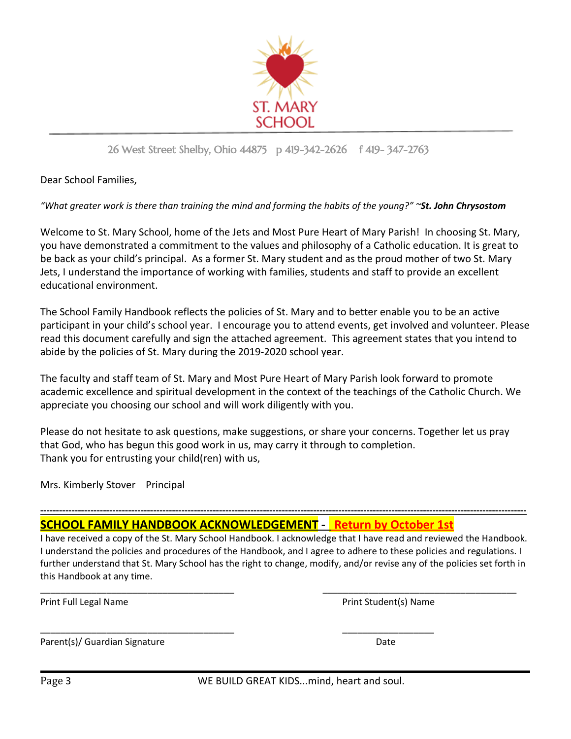ST. MARY SCHOOL

26 West Street Shelby, Ohio 44875 p 419-342-2626 f 419- 347-2763

Dear School Families,

*"What greater work is there than training the mind and forming the habits of the young?" ~**St. John Chrysostom***

Welcome to St. Mary School, home of the Jets and Most Pure Heart of Mary Parish! In choosing St. Mary, you have demonstrated a commitment to the values and philosophy of a Catholic education. It is great to be back as your child's principal. As a former St. Mary student and as the proud mother of two St. Mary Jets, I understand the importance of working with families, students and staff to provide an excellent educational environment.

The School Family Handbook reflects the policies of St. Mary and to better enable you to be an active participant in your child's school year. I encourage you to attend events, get involved and volunteer. Please read this document carefully and sign the attached agreement. This agreement states that you intend to abide by the policies of St. Mary during the 2019-2020 school year.

The faculty and staff team of St. Mary and Most Pure Heart of Mary Parish look forward to promote academic excellence and spiritual development in the context of the teachings of the Catholic Church. We appreciate you choosing our school and will work diligently with you.

Please do not hesitate to ask questions, make suggestions, or share your concerns. Together let us pray that God, who has begun this good work in us, may carry it through to completion.
Thank you for entrusting your child(ren) with us,

Mrs. Kimberly Stover Principal

---

**SCHOOL FAMILY HANDBOOK ACKNOWLEDGEMENT - Return by October 1st**

I have received a copy of the St. Mary School Handbook. I acknowledge that I have read and reviewed the Handbook. I understand the policies and procedures of the Handbook, and I agree to adhere to these policies and regulations. I further understand that St. Mary School has the right to change, modify, and/or revise any of the policies set forth in this Handbook at any time.

_______________________________________ _______________________________________

Print Full Legal Name Print Student(s) Name

_______________________________________ __________________

Parent(s)/ Guardian Signature Date

WE BUILD GREAT KIDS...mind, heart and soul.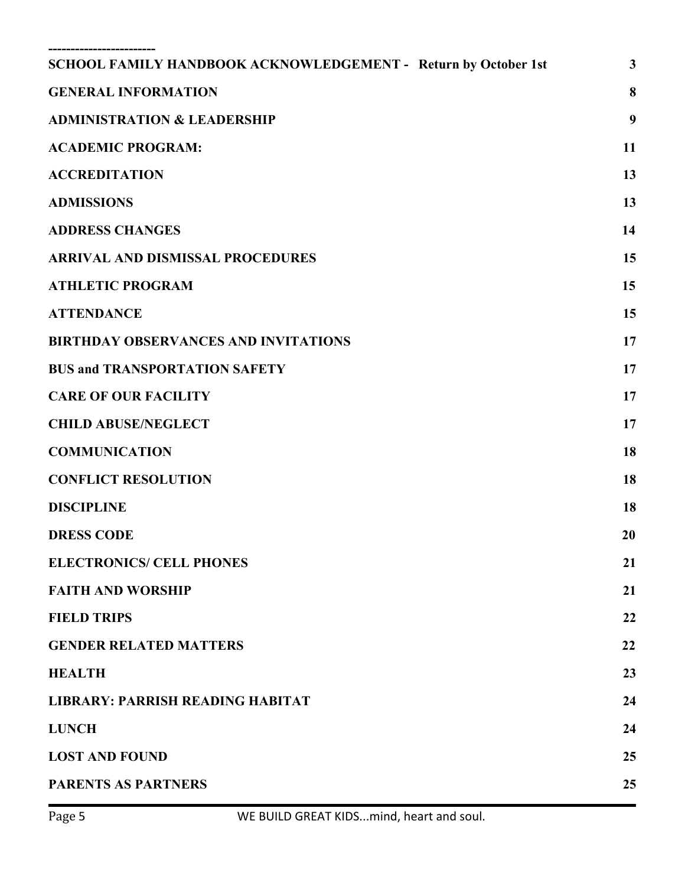------------------------

| | |
|---|---|
| **SCHOOL FAMILY HANDBOOK ACKNOWLEDGEMENT - Return by October 1st** | **3** |
| **GENERAL INFORMATION** | **8** |
| **ADMINISTRATION & LEADERSHIP** | **9** |
| **ACADEMIC PROGRAM:** | **11** |
| **ACCREDITATION** | **13** |
| **ADMISSIONS** | **13** |
| **ADDRESS CHANGES** | **14** |
| **ARRIVAL AND DISMISSAL PROCEDURES** | **15** |
| **ATHLETIC PROGRAM** | **15** |
| **ATTENDANCE** | **15** |
| **BIRTHDAY OBSERVANCES AND INVITATIONS** | **17** |
| **BUS and TRANSPORTATION SAFETY** | **17** |
| **CARE OF OUR FACILITY** | **17** |
| **CHILD ABUSE/NEGLECT** | **17** |
| **COMMUNICATION** | **18** |
| **CONFLICT RESOLUTION** | **18** |
| **DISCIPLINE** | **18** |
| **DRESS CODE** | **20** |
| **ELECTRONICS/ CELL PHONES** | **21** |
| **FAITH AND WORSHIP** | **21** |
| **FIELD TRIPS** | **22** |
| **GENDER RELATED MATTERS** | **22** |
| **HEALTH** | **23** |
| **LIBRARY: PARRISH READING HABITAT** | **24** |
| **LUNCH** | **24** |
| **LOST AND FOUND** | **25** |
| **PARENTS AS PARTNERS** | **25** |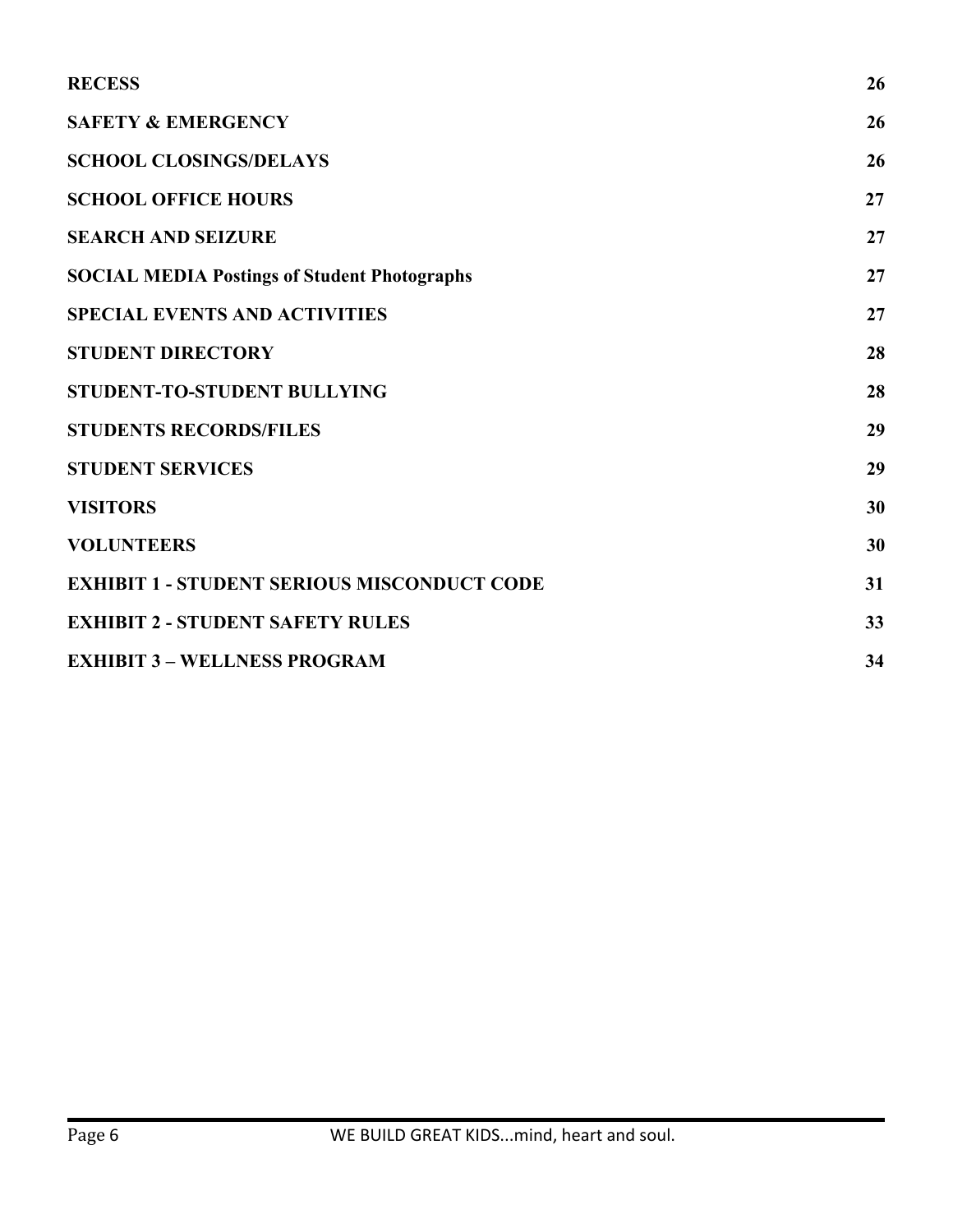| | |
|---|---|
| **RECESS** | **26** |
| **SAFETY & EMERGENCY** | **26** |
| **SCHOOL CLOSINGS/DELAYS** | **26** |
| **SCHOOL OFFICE HOURS** | **27** |
| **SEARCH AND SEIZURE** | **27** |
| **SOCIAL MEDIA Postings of Student Photographs** | **27** |
| **SPECIAL EVENTS AND ACTIVITIES** | **27** |
| **STUDENT DIRECTORY** | **28** |
| **STUDENT-TO-STUDENT BULLYING** | **28** |
| **STUDENTS RECORDS/FILES** | **29** |
| **STUDENT SERVICES** | **29** |
| **VISITORS** | **30** |
| **VOLUNTEERS** | **30** |
| **EXHIBIT 1 - STUDENT SERIOUS MISCONDUCT CODE** | **31** |
| **EXHIBIT 2 - STUDENT SAFETY RULES** | **33** |
| **EXHIBIT 3 – WELLNESS PROGRAM** | **34** |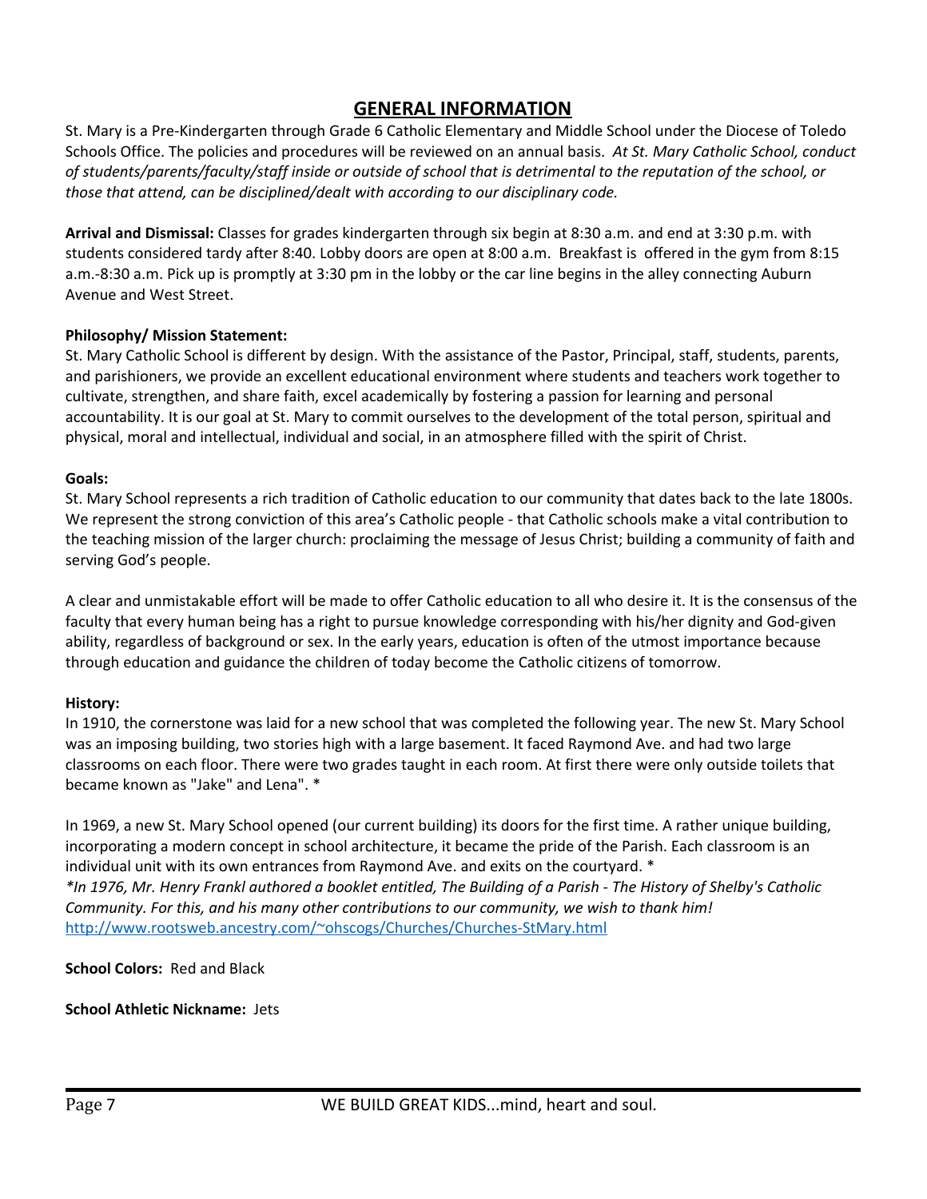# GENERAL INFORMATION

St. Mary is a Pre-Kindergarten through Grade 6 Catholic Elementary and Middle School under the Diocese of Toledo Schools Office. The policies and procedures will be reviewed on an annual basis. *At St. Mary Catholic School, conduct of students/parents/faculty/staff inside or outside of school that is detrimental to the reputation of the school, or those that attend, can be disciplined/dealt with according to our disciplinary code.*

**Arrival and Dismissal:** Classes for grades kindergarten through six begin at 8:30 a.m. and end at 3:30 p.m. with students considered tardy after 8:40. Lobby doors are open at 8:00 a.m. Breakfast is offered in the gym from 8:15 a.m.-8:30 a.m. Pick up is promptly at 3:30 pm in the lobby or the car line begins in the alley connecting Auburn Avenue and West Street.

**Philosophy/ Mission Statement:**

St. Mary Catholic School is different by design. With the assistance of the Pastor, Principal, staff, students, parents, and parishioners, we provide an excellent educational environment where students and teachers work together to cultivate, strengthen, and share faith, excel academically by fostering a passion for learning and personal accountability. It is our goal at St. Mary to commit ourselves to the development of the total person, spiritual and physical, moral and intellectual, individual and social, in an atmosphere filled with the spirit of Christ.

**Goals:**

St. Mary School represents a rich tradition of Catholic education to our community that dates back to the late 1800s. We represent the strong conviction of this area's Catholic people - that Catholic schools make a vital contribution to the teaching mission of the larger church: proclaiming the message of Jesus Christ; building a community of faith and serving God's people.

A clear and unmistakable effort will be made to offer Catholic education to all who desire it. It is the consensus of the faculty that every human being has a right to pursue knowledge corresponding with his/her dignity and God-given ability, regardless of background or sex. In the early years, education is often of the utmost importance because through education and guidance the children of today become the Catholic citizens of tomorrow.

**History:**

In 1910, the cornerstone was laid for a new school that was completed the following year. The new St. Mary School was an imposing building, two stories high with a large basement. It faced Raymond Ave. and had two large classrooms on each floor. There were two grades taught in each room. At first there were only outside toilets that became known as "Jake" and Lena". *

In 1969, a new St. Mary School opened (our current building) its doors for the first time. A rather unique building, incorporating a modern concept in school architecture, it became the pride of the Parish. Each classroom is an individual unit with its own entrances from Raymond Ave. and exits on the courtyard. *

*\*In 1976, Mr. Henry Frankl authored a booklet entitled, The Building of a Parish - The History of Shelby's Catholic Community. For this, and his many other contributions to our community, we wish to thank him!*

http://www.rootsweb.ancestry.com/~ohscogs/Churches/Churches-StMary.html

**School Colors:** Red and Black

**School Athletic Nickname:** Jets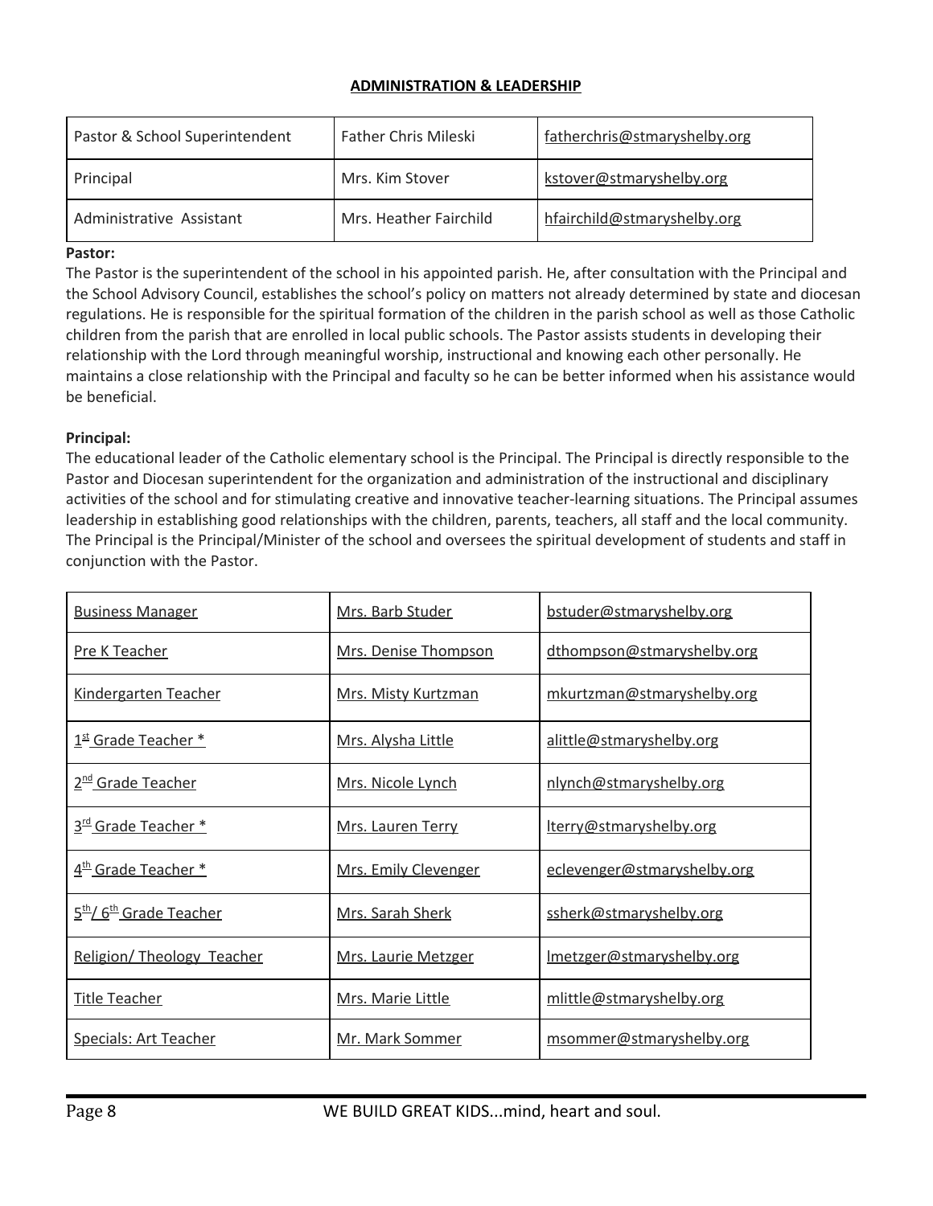## ADMINISTRATION & LEADERSHIP

| | | |
|---|---|---|
| Pastor & School Superintendent | Father Chris Mileski | fatherchris@stmaryshelby.org |
| Principal | Mrs. Kim Stover | kstover@stmaryshelby.org |
| Administrative Assistant | Mrs. Heather Fairchild | hfairchild@stmaryshelby.org |

**Pastor:**
The Pastor is the superintendent of the school in his appointed parish. He, after consultation with the Principal and the School Advisory Council, establishes the school's policy on matters not already determined by state and diocesan regulations. He is responsible for the spiritual formation of the children in the parish school as well as those Catholic children from the parish that are enrolled in local public schools. The Pastor assists students in developing their relationship with the Lord through meaningful worship, instructional and knowing each other personally. He maintains a close relationship with the Principal and faculty so he can be better informed when his assistance would be beneficial.

**Principal:**
The educational leader of the Catholic elementary school is the Principal. The Principal is directly responsible to the Pastor and Diocesan superintendent for the organization and administration of the instructional and disciplinary activities of the school and for stimulating creative and innovative teacher-learning situations. The Principal assumes leadership in establishing good relationships with the children, parents, teachers, all staff and the local community. The Principal is the Principal/Minister of the school and oversees the spiritual development of students and staff in conjunction with the Pastor.

| | | |
|---|---|---|
| Business Manager | Mrs. Barb Studer | bstuder@stmaryshelby.org |
| Pre K Teacher | Mrs. Denise Thompson | dthompson@stmaryshelby.org |
| Kindergarten Teacher | Mrs. Misty Kurtzman | mkurtzman@stmaryshelby.org |
| 1st Grade Teacher * | Mrs. Alysha Little | alittle@stmaryshelby.org |
| 2nd Grade Teacher | Mrs. Nicole Lynch | nlynch@stmaryshelby.org |
| 3rd Grade Teacher * | Mrs. Lauren Terry | lterry@stmaryshelby.org |
| 4th Grade Teacher * | Mrs. Emily Clevenger | eclevenger@stmaryshelby.org |
| 5th/ 6th Grade Teacher | Mrs. Sarah Sherk | ssherk@stmaryshelby.org |
| Religion/ Theology Teacher | Mrs. Laurie Metzger | lmetzger@stmaryshelby.org |
| Title Teacher | Mrs. Marie Little | mlittle@stmaryshelby.org |
| Specials: Art Teacher | Mr. Mark Sommer | msommer@stmaryshelby.org |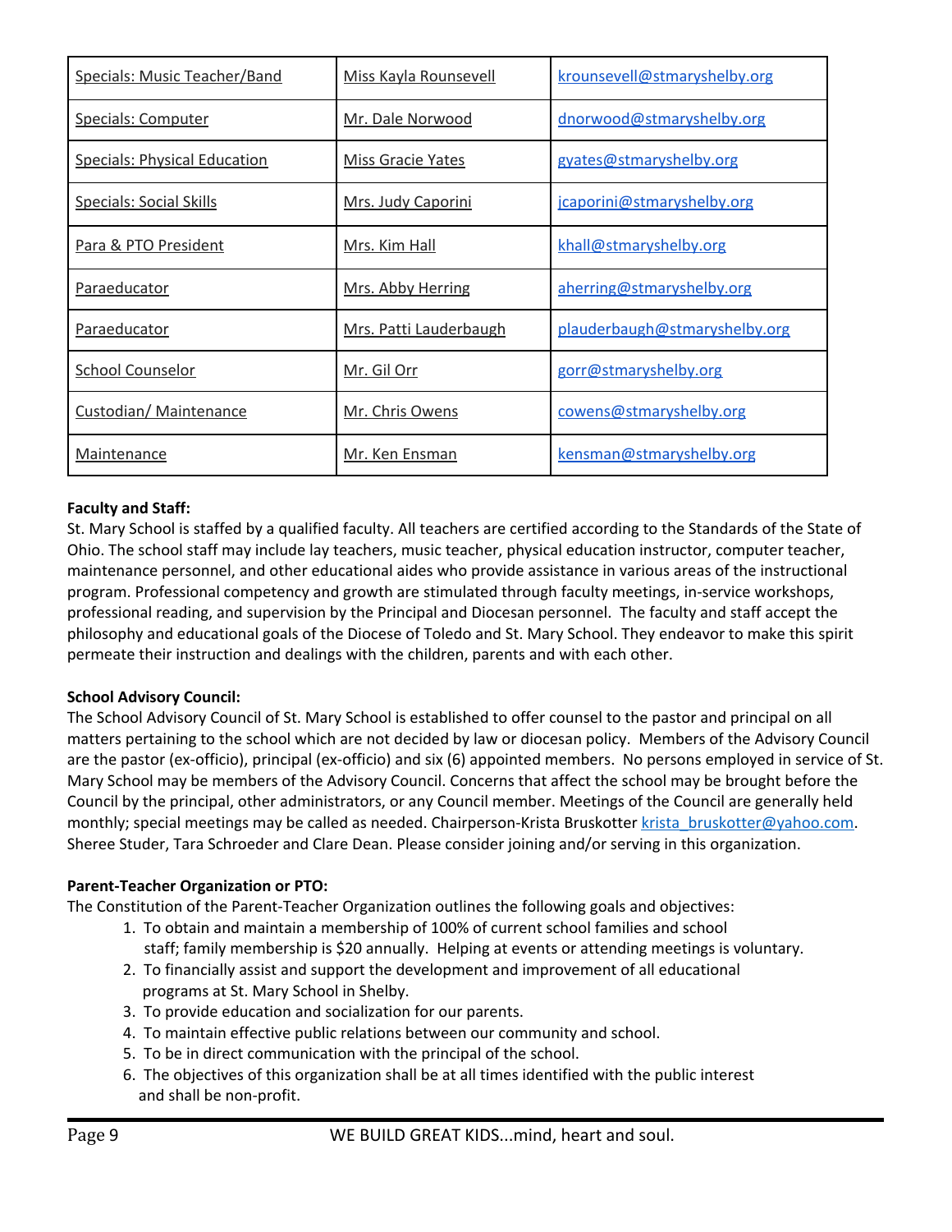| Specials: Music Teacher/Band | Miss Kayla Rounsevell | krounsevell@stmaryshelby.org |
|---|---|---|
| Specials: Computer | Mr. Dale Norwood | dnorwood@stmaryshelby.org |
| Specials: Physical Education | Miss Gracie Yates | gyates@stmaryshelby.org |
| Specials: Social Skills | Mrs. Judy Caporini | jcaporini@stmaryshelby.org |
| Para & PTO President | Mrs. Kim Hall | khall@stmaryshelby.org |
| Paraeducator | Mrs. Abby Herring | aherring@stmaryshelby.org |
| Paraeducator | Mrs. Patti Lauderbaugh | plauderbaugh@stmaryshelby.org |
| School Counselor | Mr. Gil Orr | gorr@stmaryshelby.org |
| Custodian/ Maintenance | Mr. Chris Owens | cowens@stmaryshelby.org |
| Maintenance | Mr. Ken Ensman | kensman@stmaryshelby.org |

**Faculty and Staff:**
St. Mary School is staffed by a qualified faculty. All teachers are certified according to the Standards of the State of Ohio. The school staff may include lay teachers, music teacher, physical education instructor, computer teacher, maintenance personnel, and other educational aides who provide assistance in various areas of the instructional program. Professional competency and growth are stimulated through faculty meetings, in-service workshops, professional reading, and supervision by the Principal and Diocesan personnel. The faculty and staff accept the philosophy and educational goals of the Diocese of Toledo and St. Mary School. They endeavor to make this spirit permeate their instruction and dealings with the children, parents and with each other.

**School Advisory Council:**
The School Advisory Council of St. Mary School is established to offer counsel to the pastor and principal on all matters pertaining to the school which are not decided by law or diocesan policy. Members of the Advisory Council are the pastor (ex-officio), principal (ex-officio) and six (6) appointed members. No persons employed in service of St. Mary School may be members of the Advisory Council. Concerns that affect the school may be brought before the Council by the principal, other administrators, or any Council member. Meetings of the Council are generally held monthly; special meetings may be called as needed. Chairperson-Krista Bruskotter krista_bruskotter@yahoo.com. Sheree Studer, Tara Schroeder and Clare Dean. Please consider joining and/or serving in this organization.

**Parent-Teacher Organization or PTO:**
The Constitution of the Parent-Teacher Organization outlines the following goals and objectives:

1. To obtain and maintain a membership of 100% of current school families and school staff; family membership is $20 annually. Helping at events or attending meetings is voluntary.
2. To financially assist and support the development and improvement of all educational programs at St. Mary School in Shelby.
3. To provide education and socialization for our parents.
4. To maintain effective public relations between our community and school.
5. To be in direct communication with the principal of the school.
6. The objectives of this organization shall be at all times identified with the public interest and shall be non-profit.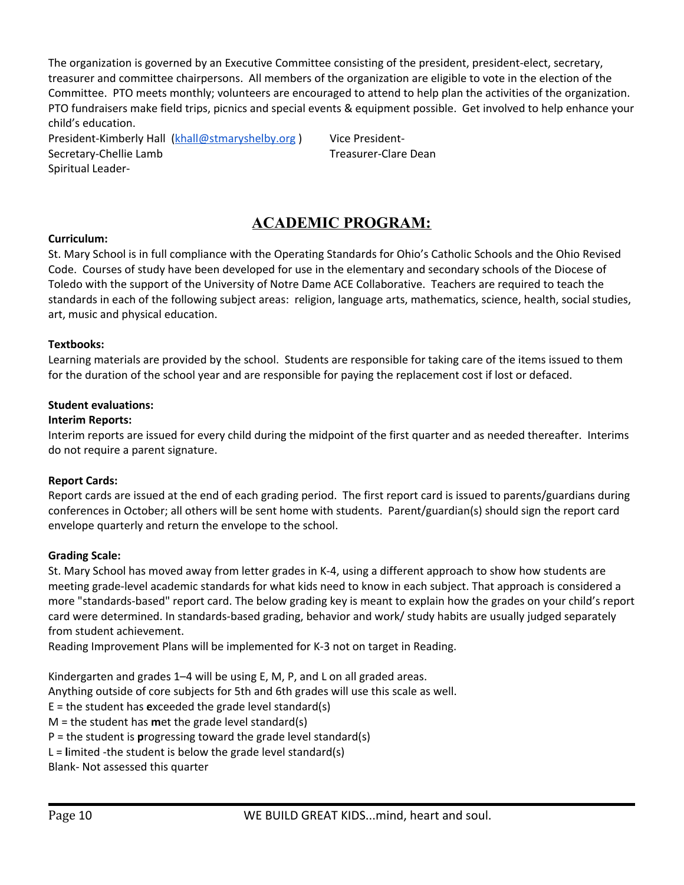The organization is governed by an Executive Committee consisting of the president, president-elect, secretary, treasurer and committee chairpersons. All members of the organization are eligible to vote in the election of the Committee. PTO meets monthly; volunteers are encouraged to attend to help plan the activities of the organization. PTO fundraisers make field trips, picnics and special events & equipment possible. Get involved to help enhance your child's education.

President-Kimberly Hall ([khall@stmaryshelby.org](mailto:khall@stmaryshelby.org) )
Vice President-
Secretary-Chellie Lamb
Treasurer-Clare Dean
Spiritual Leader-

# ACADEMIC PROGRAM:

**Curriculum:**

St. Mary School is in full compliance with the Operating Standards for Ohio's Catholic Schools and the Ohio Revised Code. Courses of study have been developed for use in the elementary and secondary schools of the Diocese of Toledo with the support of the University of Notre Dame ACE Collaborative. Teachers are required to teach the standards in each of the following subject areas: religion, language arts, mathematics, science, health, social studies, art, music and physical education.

**Textbooks:**

Learning materials are provided by the school. Students are responsible for taking care of the items issued to them for the duration of the school year and are responsible for paying the replacement cost if lost or defaced.

**Student evaluations:**

**Interim Reports:**

Interim reports are issued for every child during the midpoint of the first quarter and as needed thereafter. Interims do not require a parent signature.

**Report Cards:**

Report cards are issued at the end of each grading period. The first report card is issued to parents/guardians during conferences in October; all others will be sent home with students. Parent/guardian(s) should sign the report card envelope quarterly and return the envelope to the school.

**Grading Scale:**

St. Mary School has moved away from letter grades in K-4, using a different approach to show how students are meeting grade-level academic standards for what kids need to know in each subject. That approach is considered a more "standards-based" report card. The below grading key is meant to explain how the grades on your child's report card were determined. In standards-based grading, behavior and work/ study habits are usually judged separately from student achievement.

Reading Improvement Plans will be implemented for K-3 not on target in Reading.

Kindergarten and grades 1–4 will be using E, M, P, and L on all graded areas.
Anything outside of core subjects for 5th and 6th grades will use this scale as well.
E = the student has **e**xceeded the grade level standard(s)
M = the student has **m**et the grade level standard(s)
P = the student is **p**rogressing toward the grade level standard(s)
L = **l**imited -the student is below the grade level standard(s)
Blank- Not assessed this quarter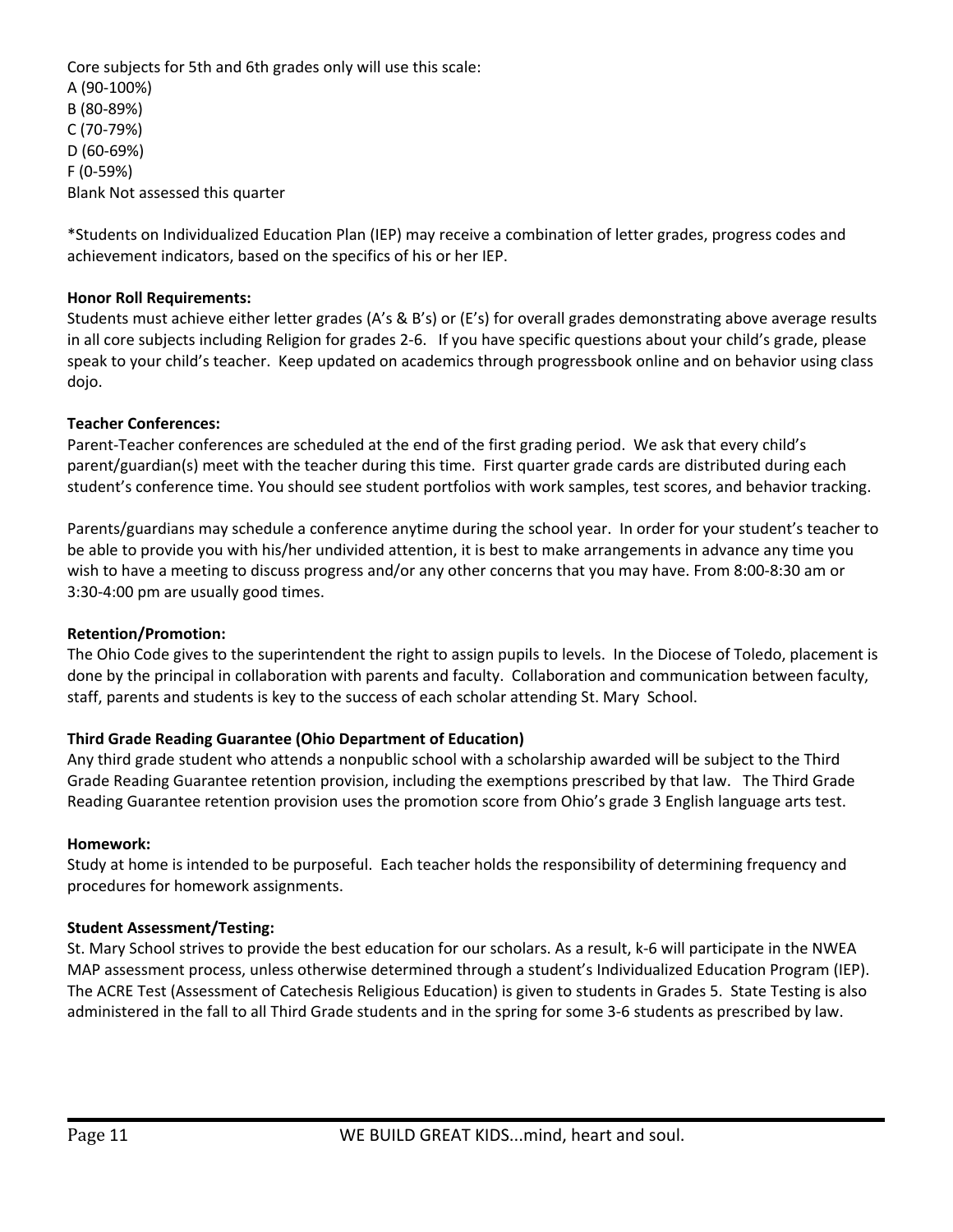Core subjects for 5th and 6th grades only will use this scale:
A (90-100%)
B (80-89%)
C (70-79%)
D (60-69%)
F (0-59%)
Blank Not assessed this quarter

*Students on Individualized Education Plan (IEP) may receive a combination of letter grades, progress codes and achievement indicators, based on the specifics of his or her IEP.

**Honor Roll Requirements:**
Students must achieve either letter grades (A's & B's) or (E's) for overall grades demonstrating above average results in all core subjects including Religion for grades 2-6. If you have specific questions about your child's grade, please speak to your child's teacher. Keep updated on academics through progressbook online and on behavior using class dojo.

**Teacher Conferences:**
Parent-Teacher conferences are scheduled at the end of the first grading period. We ask that every child's parent/guardian(s) meet with the teacher during this time. First quarter grade cards are distributed during each student's conference time. You should see student portfolios with work samples, test scores, and behavior tracking.

Parents/guardians may schedule a conference anytime during the school year. In order for your student's teacher to be able to provide you with his/her undivided attention, it is best to make arrangements in advance any time you wish to have a meeting to discuss progress and/or any other concerns that you may have. From 8:00-8:30 am or 3:30-4:00 pm are usually good times.

**Retention/Promotion:**
The Ohio Code gives to the superintendent the right to assign pupils to levels. In the Diocese of Toledo, placement is done by the principal in collaboration with parents and faculty. Collaboration and communication between faculty, staff, parents and students is key to the success of each scholar attending St. Mary School.

**Third Grade Reading Guarantee (Ohio Department of Education)**
Any third grade student who attends a nonpublic school with a scholarship awarded will be subject to the Third Grade Reading Guarantee retention provision, including the exemptions prescribed by that law. The Third Grade Reading Guarantee retention provision uses the promotion score from Ohio's grade 3 English language arts test.

**Homework:**
Study at home is intended to be purposeful. Each teacher holds the responsibility of determining frequency and procedures for homework assignments.

**Student Assessment/Testing:**
St. Mary School strives to provide the best education for our scholars. As a result, k-6 will participate in the NWEA MAP assessment process, unless otherwise determined through a student's Individualized Education Program (IEP). The ACRE Test (Assessment of Catechesis Religious Education) is given to students in Grades 5. State Testing is also administered in the fall to all Third Grade students and in the spring for some 3-6 students as prescribed by law.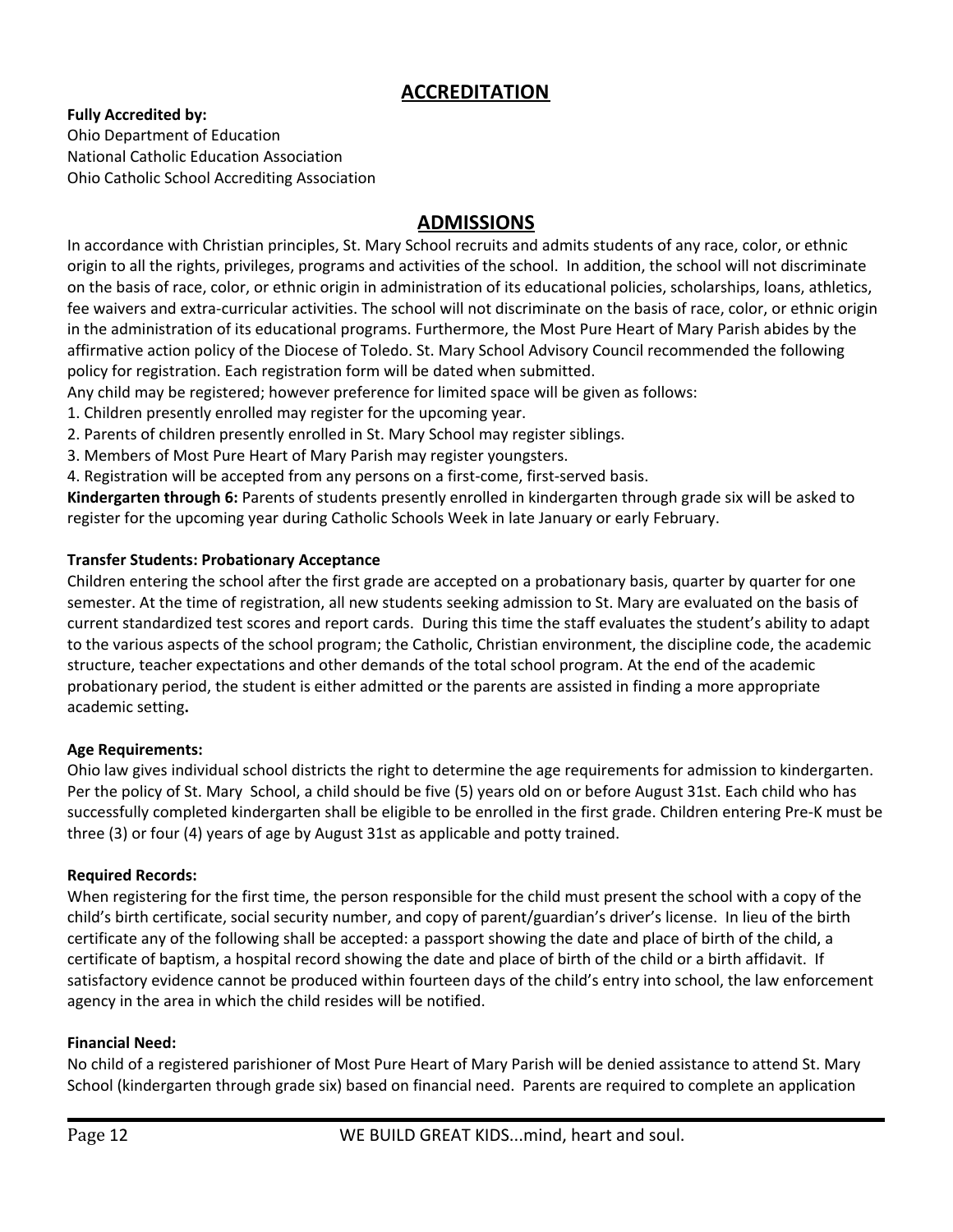## ACCREDITATION

**Fully Accredited by:**
Ohio Department of Education
National Catholic Education Association
Ohio Catholic School Accrediting Association

## ADMISSIONS

In accordance with Christian principles, St. Mary School recruits and admits students of any race, color, or ethnic origin to all the rights, privileges, programs and activities of the school. In addition, the school will not discriminate on the basis of race, color, or ethnic origin in administration of its educational policies, scholarships, loans, athletics, fee waivers and extra-curricular activities. The school will not discriminate on the basis of race, color, or ethnic origin in the administration of its educational programs. Furthermore, the Most Pure Heart of Mary Parish abides by the affirmative action policy of the Diocese of Toledo. St. Mary School Advisory Council recommended the following policy for registration. Each registration form will be dated when submitted.

Any child may be registered; however preference for limited space will be given as follows:

1. Children presently enrolled may register for the upcoming year.
2. Parents of children presently enrolled in St. Mary School may register siblings.
3. Members of Most Pure Heart of Mary Parish may register youngsters.
4. Registration will be accepted from any persons on a first-come, first-served basis.

**Kindergarten through 6:** Parents of students presently enrolled in kindergarten through grade six will be asked to register for the upcoming year during Catholic Schools Week in late January or early February.

**Transfer Students: Probationary Acceptance**

Children entering the school after the first grade are accepted on a probationary basis, quarter by quarter for one semester. At the time of registration, all new students seeking admission to St. Mary are evaluated on the basis of current standardized test scores and report cards. During this time the staff evaluates the student's ability to adapt to the various aspects of the school program; the Catholic, Christian environment, the discipline code, the academic structure, teacher expectations and other demands of the total school program. At the end of the academic probationary period, the student is either admitted or the parents are assisted in finding a more appropriate academic setting**.**

**Age Requirements:**

Ohio law gives individual school districts the right to determine the age requirements for admission to kindergarten. Per the policy of St. Mary School, a child should be five (5) years old on or before August 31st. Each child who has successfully completed kindergarten shall be eligible to be enrolled in the first grade. Children entering Pre-K must be three (3) or four (4) years of age by August 31st as applicable and potty trained.

**Required Records:**

When registering for the first time, the person responsible for the child must present the school with a copy of the child's birth certificate, social security number, and copy of parent/guardian's driver's license. In lieu of the birth certificate any of the following shall be accepted: a passport showing the date and place of birth of the child, a certificate of baptism, a hospital record showing the date and place of birth of the child or a birth affidavit. If satisfactory evidence cannot be produced within fourteen days of the child's entry into school, the law enforcement agency in the area in which the child resides will be notified.

**Financial Need:**

No child of a registered parishioner of Most Pure Heart of Mary Parish will be denied assistance to attend St. Mary School (kindergarten through grade six) based on financial need. Parents are required to complete an application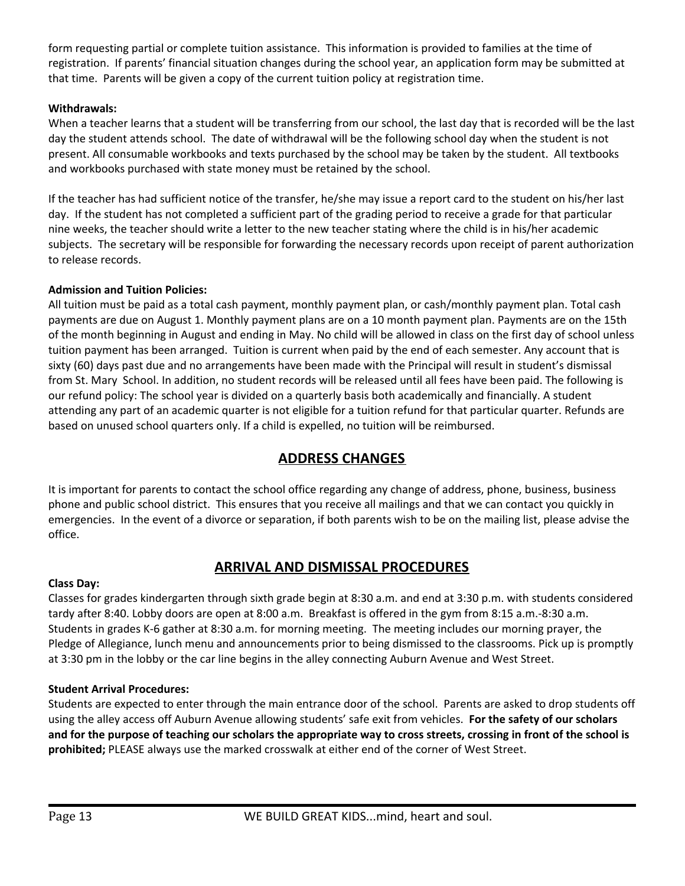form requesting partial or complete tuition assistance. This information is provided to families at the time of registration. If parents' financial situation changes during the school year, an application form may be submitted at that time. Parents will be given a copy of the current tuition policy at registration time.

**Withdrawals:**

When a teacher learns that a student will be transferring from our school, the last day that is recorded will be the last day the student attends school. The date of withdrawal will be the following school day when the student is not present. All consumable workbooks and texts purchased by the school may be taken by the student. All textbooks and workbooks purchased with state money must be retained by the school.

If the teacher has had sufficient notice of the transfer, he/she may issue a report card to the student on his/her last day. If the student has not completed a sufficient part of the grading period to receive a grade for that particular nine weeks, the teacher should write a letter to the new teacher stating where the child is in his/her academic subjects. The secretary will be responsible for forwarding the necessary records upon receipt of parent authorization to release records.

**Admission and Tuition Policies:**

All tuition must be paid as a total cash payment, monthly payment plan, or cash/monthly payment plan. Total cash payments are due on August 1. Monthly payment plans are on a 10 month payment plan. Payments are on the 15th of the month beginning in August and ending in May. No child will be allowed in class on the first day of school unless tuition payment has been arranged. Tuition is current when paid by the end of each semester. Any account that is sixty (60) days past due and no arrangements have been made with the Principal will result in student's dismissal from St. Mary School. In addition, no student records will be released until all fees have been paid. The following is our refund policy: The school year is divided on a quarterly basis both academically and financially. A student attending any part of an academic quarter is not eligible for a tuition refund for that particular quarter. Refunds are based on unused school quarters only. If a child is expelled, no tuition will be reimbursed.

## ADDRESS CHANGES

It is important for parents to contact the school office regarding any change of address, phone, business, business phone and public school district. This ensures that you receive all mailings and that we can contact you quickly in emergencies. In the event of a divorce or separation, if both parents wish to be on the mailing list, please advise the office.

## ARRIVAL AND DISMISSAL PROCEDURES

**Class Day:**

Classes for grades kindergarten through sixth grade begin at 8:30 a.m. and end at 3:30 p.m. with students considered tardy after 8:40. Lobby doors are open at 8:00 a.m. Breakfast is offered in the gym from 8:15 a.m.-8:30 a.m. Students in grades K-6 gather at 8:30 a.m. for morning meeting. The meeting includes our morning prayer, the Pledge of Allegiance, lunch menu and announcements prior to being dismissed to the classrooms. Pick up is promptly at 3:30 pm in the lobby or the car line begins in the alley connecting Auburn Avenue and West Street.

**Student Arrival Procedures:**

Students are expected to enter through the main entrance door of the school. Parents are asked to drop students off using the alley access off Auburn Avenue allowing students' safe exit from vehicles. **For the safety of our scholars and for the purpose of teaching our scholars the appropriate way to cross streets, crossing in front of the school is prohibited;** PLEASE always use the marked crosswalk at either end of the corner of West Street.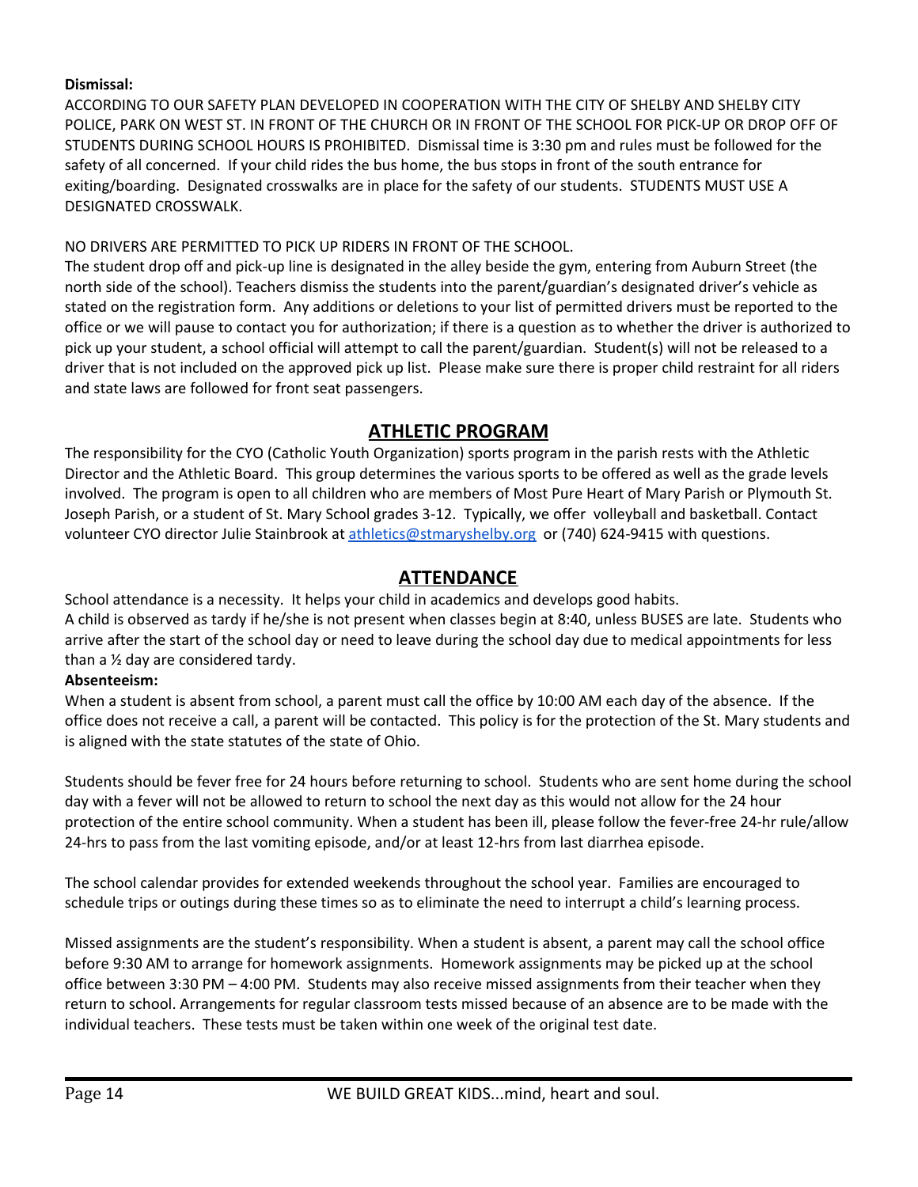**Dismissal:**

ACCORDING TO OUR SAFETY PLAN DEVELOPED IN COOPERATION WITH THE CITY OF SHELBY AND SHELBY CITY POLICE, PARK ON WEST ST. IN FRONT OF THE CHURCH OR IN FRONT OF THE SCHOOL FOR PICK-UP OR DROP OFF OF STUDENTS DURING SCHOOL HOURS IS PROHIBITED. Dismissal time is 3:30 pm and rules must be followed for the safety of all concerned. If your child rides the bus home, the bus stops in front of the south entrance for exiting/boarding. Designated crosswalks are in place for the safety of our students. STUDENTS MUST USE A DESIGNATED CROSSWALK.

NO DRIVERS ARE PERMITTED TO PICK UP RIDERS IN FRONT OF THE SCHOOL.

The student drop off and pick-up line is designated in the alley beside the gym, entering from Auburn Street (the north side of the school). Teachers dismiss the students into the parent/guardian's designated driver's vehicle as stated on the registration form. Any additions or deletions to your list of permitted drivers must be reported to the office or we will pause to contact you for authorization; if there is a question as to whether the driver is authorized to pick up your student, a school official will attempt to call the parent/guardian. Student(s) will not be released to a driver that is not included on the approved pick up list. Please make sure there is proper child restraint for all riders and state laws are followed for front seat passengers.

## ATHLETIC PROGRAM

The responsibility for the CYO (Catholic Youth Organization) sports program in the parish rests with the Athletic Director and the Athletic Board. This group determines the various sports to be offered as well as the grade levels involved. The program is open to all children who are members of Most Pure Heart of Mary Parish or Plymouth St. Joseph Parish, or a student of St. Mary School grades 3-12. Typically, we offer volleyball and basketball. Contact volunteer CYO director Julie Stainbrook at athletics@stmaryshelby.org or (740) 624-9415 with questions.

## ATTENDANCE

School attendance is a necessity. It helps your child in academics and develops good habits.

A child is observed as tardy if he/she is not present when classes begin at 8:40, unless BUSES are late. Students who arrive after the start of the school day or need to leave during the school day due to medical appointments for less than a ½ day are considered tardy.

**Absenteeism:**

When a student is absent from school, a parent must call the office by 10:00 AM each day of the absence. If the office does not receive a call, a parent will be contacted. This policy is for the protection of the St. Mary students and is aligned with the state statutes of the state of Ohio.

Students should be fever free for 24 hours before returning to school. Students who are sent home during the school day with a fever will not be allowed to return to school the next day as this would not allow for the 24 hour protection of the entire school community. When a student has been ill, please follow the fever-free 24-hr rule/allow 24-hrs to pass from the last vomiting episode, and/or at least 12-hrs from last diarrhea episode.

The school calendar provides for extended weekends throughout the school year. Families are encouraged to schedule trips or outings during these times so as to eliminate the need to interrupt a child's learning process.

Missed assignments are the student's responsibility. When a student is absent, a parent may call the school office before 9:30 AM to arrange for homework assignments. Homework assignments may be picked up at the school office between 3:30 PM – 4:00 PM. Students may also receive missed assignments from their teacher when they return to school. Arrangements for regular classroom tests missed because of an absence are to be made with the individual teachers. These tests must be taken within one week of the original test date.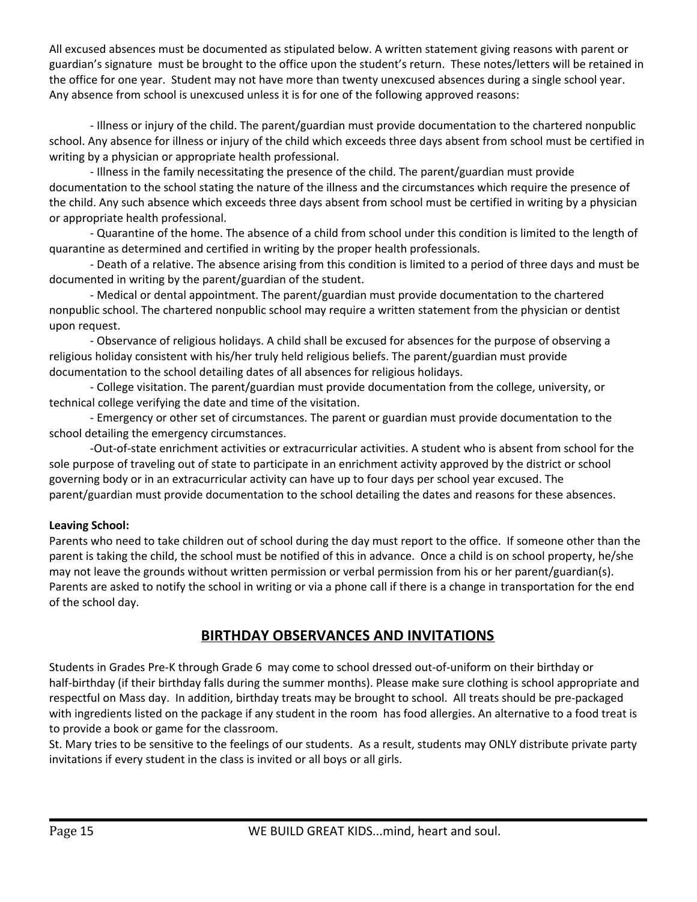All excused absences must be documented as stipulated below. A written statement giving reasons with parent or guardian's signature must be brought to the office upon the student's return. These notes/letters will be retained in the office for one year. Student may not have more than twenty unexcused absences during a single school year. Any absence from school is unexcused unless it is for one of the following approved reasons:

- Illness or injury of the child. The parent/guardian must provide documentation to the chartered nonpublic school. Any absence for illness or injury of the child which exceeds three days absent from school must be certified in writing by a physician or appropriate health professional.
- Illness in the family necessitating the presence of the child. The parent/guardian must provide documentation to the school stating the nature of the illness and the circumstances which require the presence of the child. Any such absence which exceeds three days absent from school must be certified in writing by a physician or appropriate health professional.
- Quarantine of the home. The absence of a child from school under this condition is limited to the length of quarantine as determined and certified in writing by the proper health professionals.
- Death of a relative. The absence arising from this condition is limited to a period of three days and must be documented in writing by the parent/guardian of the student.
- Medical or dental appointment. The parent/guardian must provide documentation to the chartered nonpublic school. The chartered nonpublic school may require a written statement from the physician or dentist upon request.
- Observance of religious holidays. A child shall be excused for absences for the purpose of observing a religious holiday consistent with his/her truly held religious beliefs. The parent/guardian must provide documentation to the school detailing dates of all absences for religious holidays.
- College visitation. The parent/guardian must provide documentation from the college, university, or technical college verifying the date and time of the visitation.
- Emergency or other set of circumstances. The parent or guardian must provide documentation to the school detailing the emergency circumstances.
- Out-of-state enrichment activities or extracurricular activities. A student who is absent from school for the sole purpose of traveling out of state to participate in an enrichment activity approved by the district or school governing body or in an extracurricular activity can have up to four days per school year excused. The parent/guardian must provide documentation to the school detailing the dates and reasons for these absences.

**Leaving School:**
Parents who need to take children out of school during the day must report to the office. If someone other than the parent is taking the child, the school must be notified of this in advance. Once a child is on school property, he/she may not leave the grounds without written permission or verbal permission from his or her parent/guardian(s). Parents are asked to notify the school in writing or via a phone call if there is a change in transportation for the end of the school day.

## BIRTHDAY OBSERVANCES AND INVITATIONS

Students in Grades Pre-K through Grade 6 may come to school dressed out-of-uniform on their birthday or half-birthday (if their birthday falls during the summer months). Please make sure clothing is school appropriate and respectful on Mass day. In addition, birthday treats may be brought to school. All treats should be pre-packaged with ingredients listed on the package if any student in the room has food allergies. An alternative to a food treat is to provide a book or game for the classroom.

St. Mary tries to be sensitive to the feelings of our students. As a result, students may ONLY distribute private party invitations if every student in the class is invited or all boys or all girls.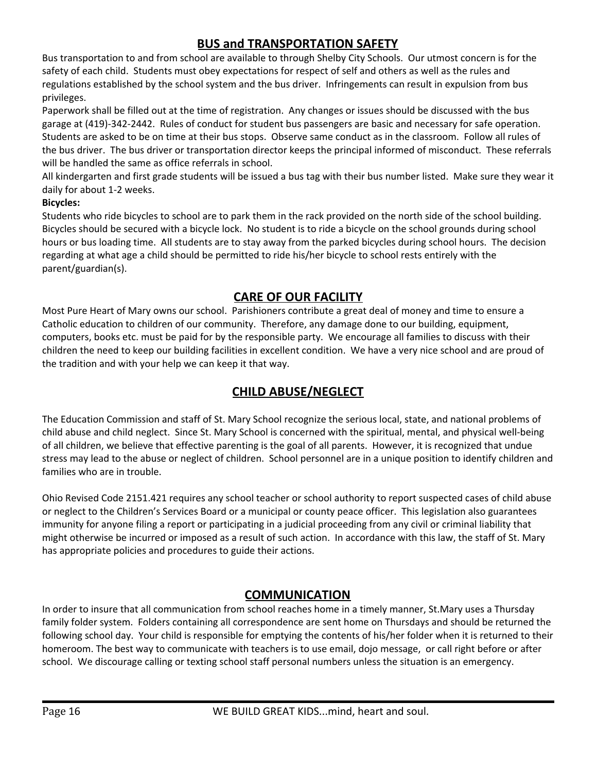## BUS and TRANSPORTATION SAFETY

Bus transportation to and from school are available to through Shelby City Schools. Our utmost concern is for the safety of each child. Students must obey expectations for respect of self and others as well as the rules and regulations established by the school system and the bus driver. Infringements can result in expulsion from bus privileges.

Paperwork shall be filled out at the time of registration. Any changes or issues should be discussed with the bus garage at (419)-342-2442. Rules of conduct for student bus passengers are basic and necessary for safe operation. Students are asked to be on time at their bus stops. Observe same conduct as in the classroom. Follow all rules of the bus driver. The bus driver or transportation director keeps the principal informed of misconduct. These referrals will be handled the same as office referrals in school.

All kindergarten and first grade students will be issued a bus tag with their bus number listed. Make sure they wear it daily for about 1-2 weeks.

**Bicycles:**

Students who ride bicycles to school are to park them in the rack provided on the north side of the school building. Bicycles should be secured with a bicycle lock. No student is to ride a bicycle on the school grounds during school hours or bus loading time. All students are to stay away from the parked bicycles during school hours. The decision regarding at what age a child should be permitted to ride his/her bicycle to school rests entirely with the parent/guardian(s).

## CARE OF OUR FACILITY

Most Pure Heart of Mary owns our school. Parishioners contribute a great deal of money and time to ensure a Catholic education to children of our community. Therefore, any damage done to our building, equipment, computers, books etc. must be paid for by the responsible party. We encourage all families to discuss with their children the need to keep our building facilities in excellent condition. We have a very nice school and are proud of the tradition and with your help we can keep it that way.

## CHILD ABUSE/NEGLECT

The Education Commission and staff of St. Mary School recognize the serious local, state, and national problems of child abuse and child neglect. Since St. Mary School is concerned with the spiritual, mental, and physical well-being of all children, we believe that effective parenting is the goal of all parents. However, it is recognized that undue stress may lead to the abuse or neglect of children. School personnel are in a unique position to identify children and families who are in trouble.

Ohio Revised Code 2151.421 requires any school teacher or school authority to report suspected cases of child abuse or neglect to the Children's Services Board or a municipal or county peace officer. This legislation also guarantees immunity for anyone filing a report or participating in a judicial proceeding from any civil or criminal liability that might otherwise be incurred or imposed as a result of such action. In accordance with this law, the staff of St. Mary has appropriate policies and procedures to guide their actions.

## COMMUNICATION

In order to insure that all communication from school reaches home in a timely manner, St.Mary uses a Thursday family folder system. Folders containing all correspondence are sent home on Thursdays and should be returned the following school day. Your child is responsible for emptying the contents of his/her folder when it is returned to their homeroom. The best way to communicate with teachers is to use email, dojo message, or call right before or after school. We discourage calling or texting school staff personal numbers unless the situation is an emergency.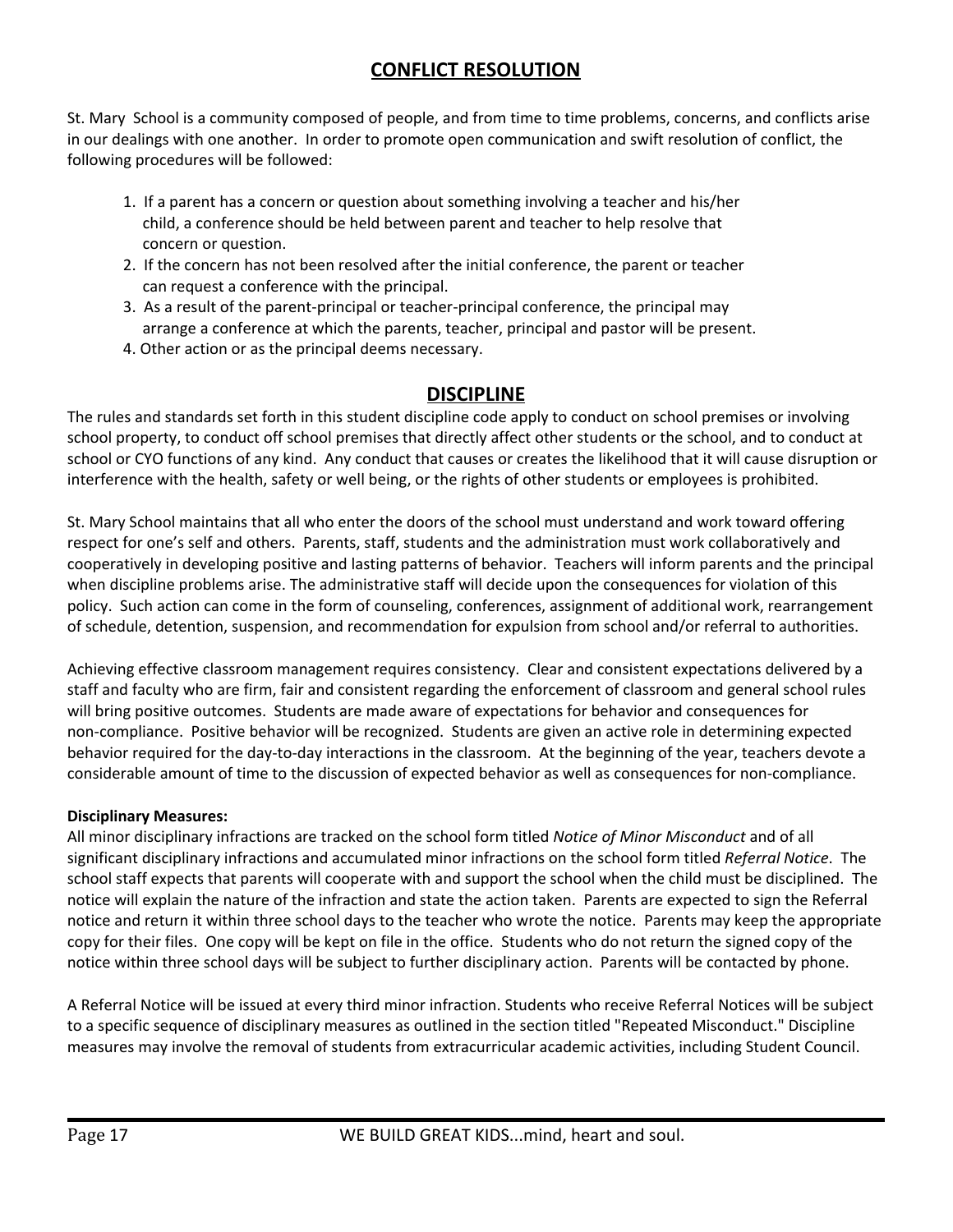## CONFLICT RESOLUTION

St. Mary School is a community composed of people, and from time to time problems, concerns, and conflicts arise in our dealings with one another. In order to promote open communication and swift resolution of conflict, the following procedures will be followed:

1. If a parent has a concern or question about something involving a teacher and his/her child, a conference should be held between parent and teacher to help resolve that concern or question.
2. If the concern has not been resolved after the initial conference, the parent or teacher can request a conference with the principal.
3. As a result of the parent-principal or teacher-principal conference, the principal may arrange a conference at which the parents, teacher, principal and pastor will be present.
4. Other action or as the principal deems necessary.

## DISCIPLINE

The rules and standards set forth in this student discipline code apply to conduct on school premises or involving school property, to conduct off school premises that directly affect other students or the school, and to conduct at school or CYO functions of any kind. Any conduct that causes or creates the likelihood that it will cause disruption or interference with the health, safety or well being, or the rights of other students or employees is prohibited.

St. Mary School maintains that all who enter the doors of the school must understand and work toward offering respect for one's self and others. Parents, staff, students and the administration must work collaboratively and cooperatively in developing positive and lasting patterns of behavior. Teachers will inform parents and the principal when discipline problems arise. The administrative staff will decide upon the consequences for violation of this policy. Such action can come in the form of counseling, conferences, assignment of additional work, rearrangement of schedule, detention, suspension, and recommendation for expulsion from school and/or referral to authorities.

Achieving effective classroom management requires consistency. Clear and consistent expectations delivered by a staff and faculty who are firm, fair and consistent regarding the enforcement of classroom and general school rules will bring positive outcomes. Students are made aware of expectations for behavior and consequences for non-compliance. Positive behavior will be recognized. Students are given an active role in determining expected behavior required for the day-to-day interactions in the classroom. At the beginning of the year, teachers devote a considerable amount of time to the discussion of expected behavior as well as consequences for non-compliance.

**Disciplinary Measures:**
All minor disciplinary infractions are tracked on the school form titled *Notice of Minor Misconduct* and of all significant disciplinary infractions and accumulated minor infractions on the school form titled *Referral Notice*. The school staff expects that parents will cooperate with and support the school when the child must be disciplined. The notice will explain the nature of the infraction and state the action taken. Parents are expected to sign the Referral notice and return it within three school days to the teacher who wrote the notice. Parents may keep the appropriate copy for their files. One copy will be kept on file in the office. Students who do not return the signed copy of the notice within three school days will be subject to further disciplinary action. Parents will be contacted by phone.

A Referral Notice will be issued at every third minor infraction. Students who receive Referral Notices will be subject to a specific sequence of disciplinary measures as outlined in the section titled "Repeated Misconduct." Discipline measures may involve the removal of students from extracurricular academic activities, including Student Council.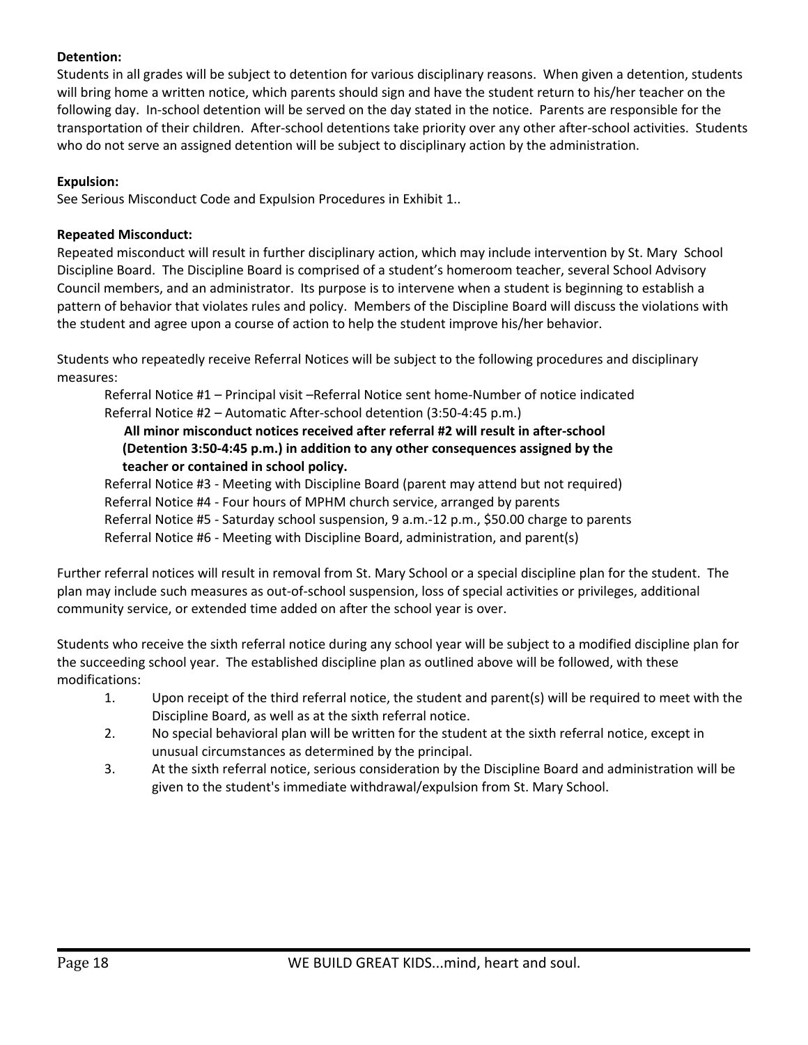**Detention:**

Students in all grades will be subject to detention for various disciplinary reasons. When given a detention, students will bring home a written notice, which parents should sign and have the student return to his/her teacher on the following day. In-school detention will be served on the day stated in the notice. Parents are responsible for the transportation of their children. After-school detentions take priority over any other after-school activities. Students who do not serve an assigned detention will be subject to disciplinary action by the administration.

**Expulsion:**

See Serious Misconduct Code and Expulsion Procedures in Exhibit 1..

**Repeated Misconduct:**

Repeated misconduct will result in further disciplinary action, which may include intervention by St. Mary School Discipline Board. The Discipline Board is comprised of a student's homeroom teacher, several School Advisory Council members, and an administrator. Its purpose is to intervene when a student is beginning to establish a pattern of behavior that violates rules and policy. Members of the Discipline Board will discuss the violations with the student and agree upon a course of action to help the student improve his/her behavior.

Students who repeatedly receive Referral Notices will be subject to the following procedures and disciplinary measures:

Referral Notice #1 – Principal visit –Referral Notice sent home-Number of notice indicated
Referral Notice #2 – Automatic After-school detention (3:50-4:45 p.m.)

**All minor misconduct notices received after referral #2 will result in after-school (Detention 3:50-4:45 p.m.) in addition to any other consequences assigned by the teacher or contained in school policy.**

Referral Notice #3 - Meeting with Discipline Board (parent may attend but not required)
Referral Notice #4 - Four hours of MPHM church service, arranged by parents
Referral Notice #5 - Saturday school suspension, 9 a.m.-12 p.m., $50.00 charge to parents
Referral Notice #6 - Meeting with Discipline Board, administration, and parent(s)

Further referral notices will result in removal from St. Mary School or a special discipline plan for the student. The plan may include such measures as out-of-school suspension, loss of special activities or privileges, additional community service, or extended time added on after the school year is over.

Students who receive the sixth referral notice during any school year will be subject to a modified discipline plan for the succeeding school year. The established discipline plan as outlined above will be followed, with these modifications:

1. Upon receipt of the third referral notice, the student and parent(s) will be required to meet with the Discipline Board, as well as at the sixth referral notice.
2. No special behavioral plan will be written for the student at the sixth referral notice, except in unusual circumstances as determined by the principal.
3. At the sixth referral notice, serious consideration by the Discipline Board and administration will be given to the student's immediate withdrawal/expulsion from St. Mary School.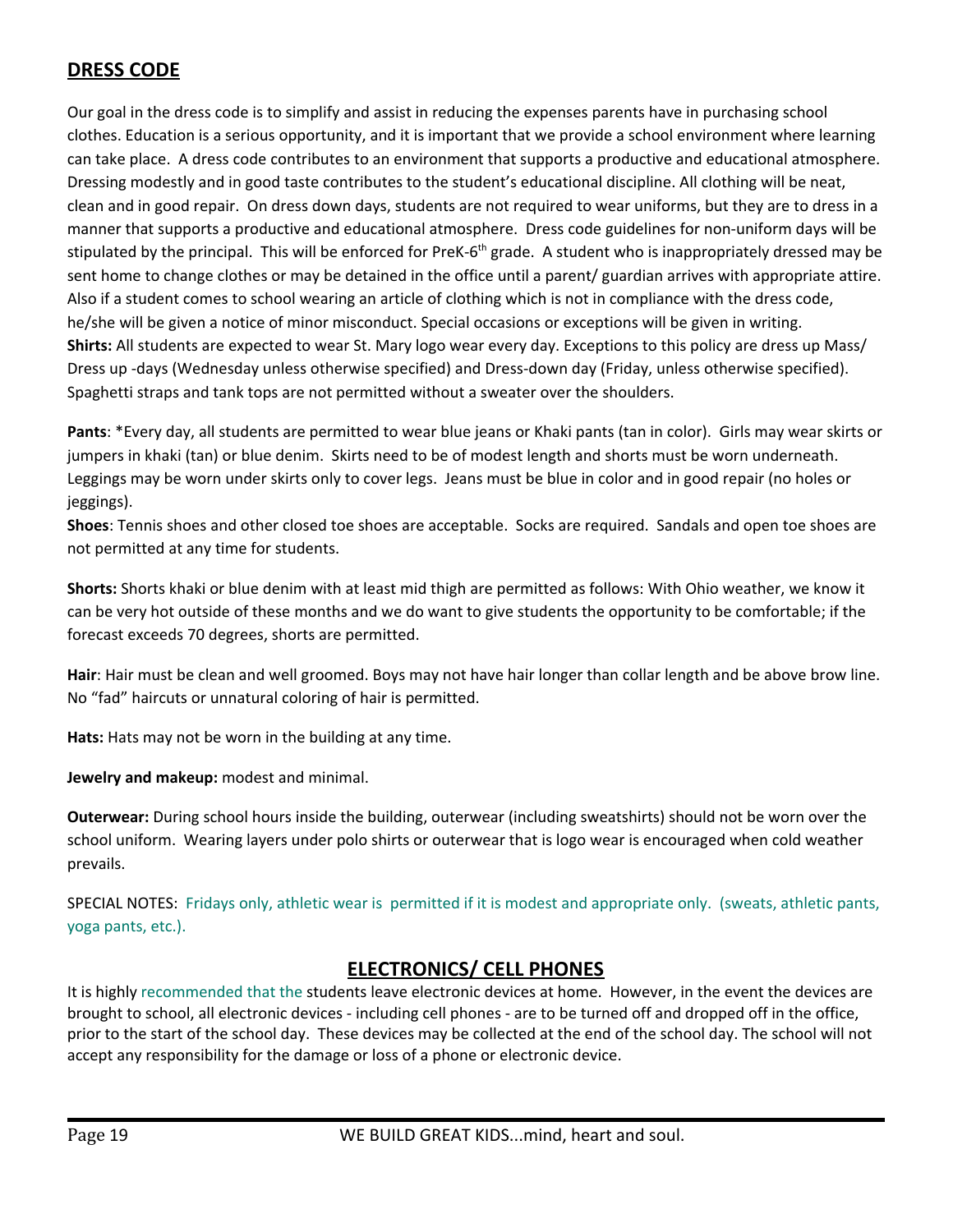## DRESS CODE

Our goal in the dress code is to simplify and assist in reducing the expenses parents have in purchasing school clothes. Education is a serious opportunity, and it is important that we provide a school environment where learning can take place. A dress code contributes to an environment that supports a productive and educational atmosphere. Dressing modestly and in good taste contributes to the student's educational discipline. All clothing will be neat, clean and in good repair. On dress down days, students are not required to wear uniforms, but they are to dress in a manner that supports a productive and educational atmosphere. Dress code guidelines for non-uniform days will be stipulated by the principal. This will be enforced for PreK-6th grade. A student who is inappropriately dressed may be sent home to change clothes or may be detained in the office until a parent/ guardian arrives with appropriate attire. Also if a student comes to school wearing an article of clothing which is not in compliance with the dress code, he/she will be given a notice of minor misconduct. Special occasions or exceptions will be given in writing.

**Shirts:** All students are expected to wear St. Mary logo wear every day. Exceptions to this policy are dress up Mass/ Dress up -days (Wednesday unless otherwise specified) and Dress-down day (Friday, unless otherwise specified). Spaghetti straps and tank tops are not permitted without a sweater over the shoulders.

**Pants**: *Every day, all students are permitted to wear blue jeans or Khaki pants (tan in color). Girls may wear skirts or jumpers in khaki (tan) or blue denim. Skirts need to be of modest length and shorts must be worn underneath. Leggings may be worn under skirts only to cover legs. Jeans must be blue in color and in good repair (no holes or jeggings).

**Shoes**: Tennis shoes and other closed toe shoes are acceptable. Socks are required. Sandals and open toe shoes are not permitted at any time for students.

**Shorts:** Shorts khaki or blue denim with at least mid thigh are permitted as follows: With Ohio weather, we know it can be very hot outside of these months and we do want to give students the opportunity to be comfortable; if the forecast exceeds 70 degrees, shorts are permitted.

**Hair**: Hair must be clean and well groomed. Boys may not have hair longer than collar length and be above brow line. No "fad" haircuts or unnatural coloring of hair is permitted.

**Hats:** Hats may not be worn in the building at any time.

**Jewelry and makeup:** modest and minimal.

**Outerwear:** During school hours inside the building, outerwear (including sweatshirts) should not be worn over the school uniform. Wearing layers under polo shirts or outerwear that is logo wear is encouraged when cold weather prevails.

SPECIAL NOTES: Fridays only, athletic wear is permitted if it is modest and appropriate only. (sweats, athletic pants, yoga pants, etc.).

## ELECTRONICS/ CELL PHONES

It is highly recommended that the students leave electronic devices at home. However, in the event the devices are brought to school, all electronic devices - including cell phones - are to be turned off and dropped off in the office, prior to the start of the school day. These devices may be collected at the end of the school day. The school will not accept any responsibility for the damage or loss of a phone or electronic device.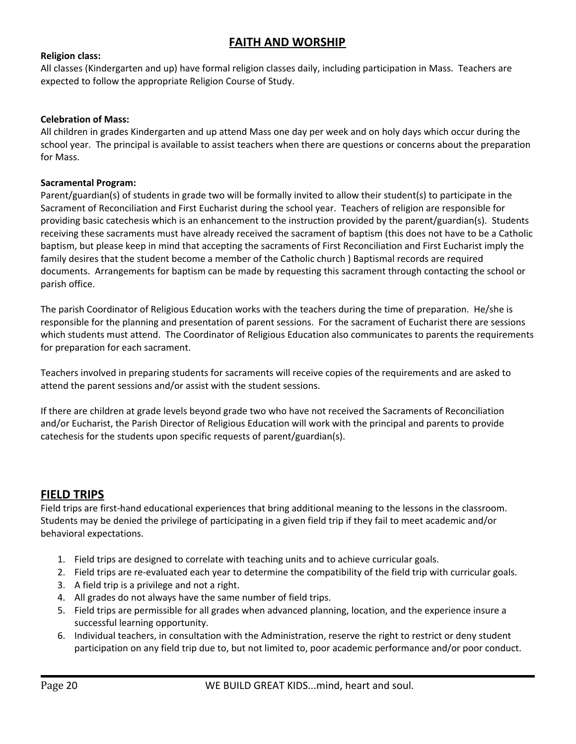## FAITH AND WORSHIP

**Religion class:**
All classes (Kindergarten and up) have formal religion classes daily, including participation in Mass. Teachers are expected to follow the appropriate Religion Course of Study.

**Celebration of Mass:**
All children in grades Kindergarten and up attend Mass one day per week and on holy days which occur during the school year. The principal is available to assist teachers when there are questions or concerns about the preparation for Mass.

**Sacramental Program:**
Parent/guardian(s) of students in grade two will be formally invited to allow their student(s) to participate in the Sacrament of Reconciliation and First Eucharist during the school year. Teachers of religion are responsible for providing basic catechesis which is an enhancement to the instruction provided by the parent/guardian(s). Students receiving these sacraments must have already received the sacrament of baptism (this does not have to be a Catholic baptism, but please keep in mind that accepting the sacraments of First Reconciliation and First Eucharist imply the family desires that the student become a member of the Catholic church ) Baptismal records are required documents. Arrangements for baptism can be made by requesting this sacrament through contacting the school or parish office.

The parish Coordinator of Religious Education works with the teachers during the time of preparation. He/she is responsible for the planning and presentation of parent sessions. For the sacrament of Eucharist there are sessions which students must attend. The Coordinator of Religious Education also communicates to parents the requirements for preparation for each sacrament.

Teachers involved in preparing students for sacraments will receive copies of the requirements and are asked to attend the parent sessions and/or assist with the student sessions.

If there are children at grade levels beyond grade two who have not received the Sacraments of Reconciliation and/or Eucharist, the Parish Director of Religious Education will work with the principal and parents to provide catechesis for the students upon specific requests of parent/guardian(s).

## FIELD TRIPS

Field trips are first-hand educational experiences that bring additional meaning to the lessons in the classroom. Students may be denied the privilege of participating in a given field trip if they fail to meet academic and/or behavioral expectations.

1. Field trips are designed to correlate with teaching units and to achieve curricular goals.
2. Field trips are re-evaluated each year to determine the compatibility of the field trip with curricular goals.
3. A field trip is a privilege and not a right.
4. All grades do not always have the same number of field trips.
5. Field trips are permissible for all grades when advanced planning, location, and the experience insure a successful learning opportunity.
6. Individual teachers, in consultation with the Administration, reserve the right to restrict or deny student participation on any field trip due to, but not limited to, poor academic performance and/or poor conduct.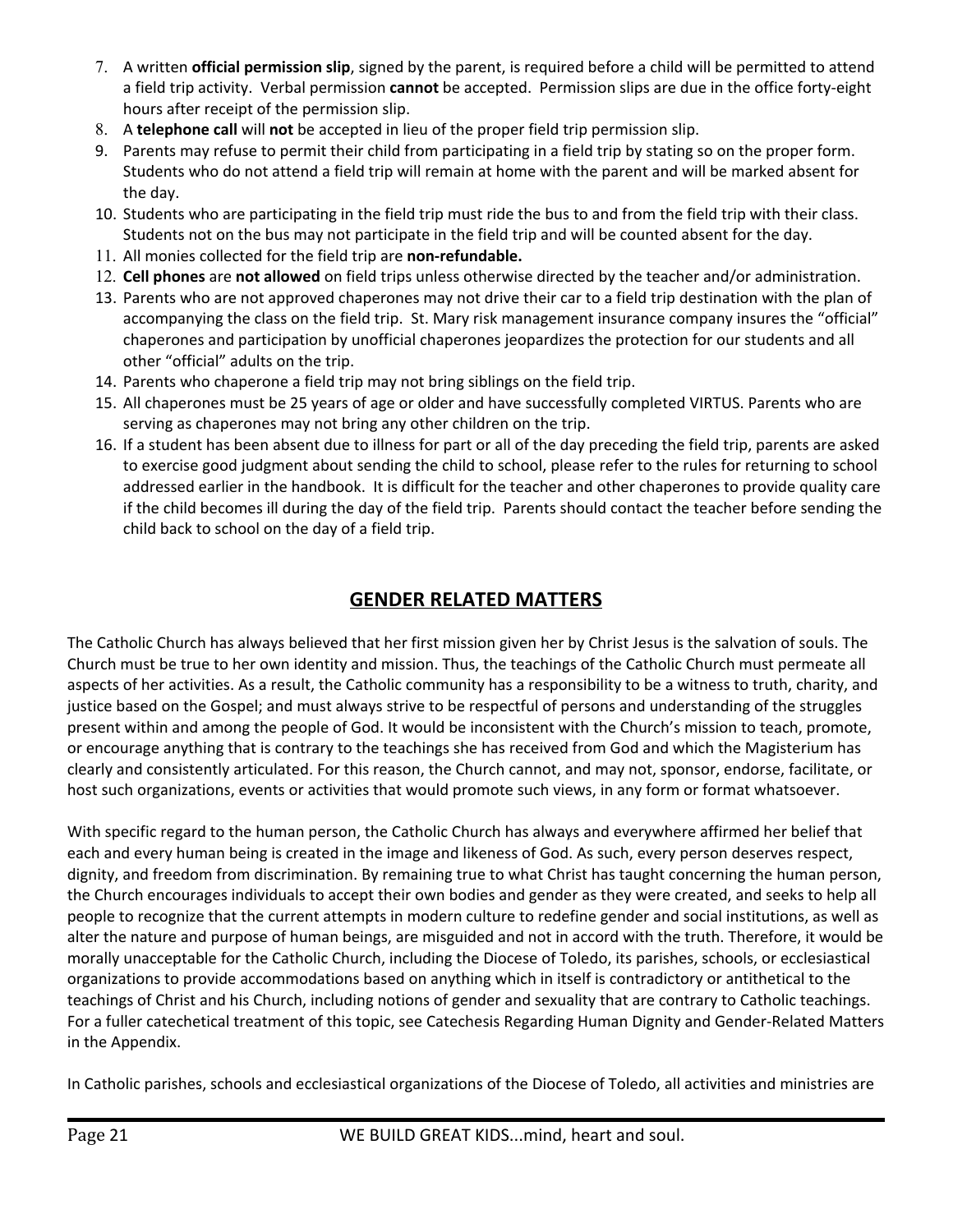7. A written **official permission slip**, signed by the parent, is required before a child will be permitted to attend a field trip activity. Verbal permission **cannot** be accepted. Permission slips are due in the office forty-eight hours after receipt of the permission slip.
8. A **telephone call** will **not** be accepted in lieu of the proper field trip permission slip.
9. Parents may refuse to permit their child from participating in a field trip by stating so on the proper form. Students who do not attend a field trip will remain at home with the parent and will be marked absent for the day.
10. Students who are participating in the field trip must ride the bus to and from the field trip with their class. Students not on the bus may not participate in the field trip and will be counted absent for the day.
11. All monies collected for the field trip are **non-refundable.**
12. **Cell phones** are **not allowed** on field trips unless otherwise directed by the teacher and/or administration.
13. Parents who are not approved chaperones may not drive their car to a field trip destination with the plan of accompanying the class on the field trip. St. Mary risk management insurance company insures the "official" chaperones and participation by unofficial chaperones jeopardizes the protection for our students and all other "official" adults on the trip.
14. Parents who chaperone a field trip may not bring siblings on the field trip.
15. All chaperones must be 25 years of age or older and have successfully completed VIRTUS. Parents who are serving as chaperones may not bring any other children on the trip.
16. If a student has been absent due to illness for part or all of the day preceding the field trip, parents are asked to exercise good judgment about sending the child to school, please refer to the rules for returning to school addressed earlier in the handbook. It is difficult for the teacher and other chaperones to provide quality care if the child becomes ill during the day of the field trip. Parents should contact the teacher before sending the child back to school on the day of a field trip.

## GENDER RELATED MATTERS

The Catholic Church has always believed that her first mission given her by Christ Jesus is the salvation of souls. The Church must be true to her own identity and mission. Thus, the teachings of the Catholic Church must permeate all aspects of her activities. As a result, the Catholic community has a responsibility to be a witness to truth, charity, and justice based on the Gospel; and must always strive to be respectful of persons and understanding of the struggles present within and among the people of God. It would be inconsistent with the Church's mission to teach, promote, or encourage anything that is contrary to the teachings she has received from God and which the Magisterium has clearly and consistently articulated. For this reason, the Church cannot, and may not, sponsor, endorse, facilitate, or host such organizations, events or activities that would promote such views, in any form or format whatsoever.

With specific regard to the human person, the Catholic Church has always and everywhere affirmed her belief that each and every human being is created in the image and likeness of God. As such, every person deserves respect, dignity, and freedom from discrimination. By remaining true to what Christ has taught concerning the human person, the Church encourages individuals to accept their own bodies and gender as they were created, and seeks to help all people to recognize that the current attempts in modern culture to redefine gender and social institutions, as well as alter the nature and purpose of human beings, are misguided and not in accord with the truth. Therefore, it would be morally unacceptable for the Catholic Church, including the Diocese of Toledo, its parishes, schools, or ecclesiastical organizations to provide accommodations based on anything which in itself is contradictory or antithetical to the teachings of Christ and his Church, including notions of gender and sexuality that are contrary to Catholic teachings. For a fuller catechetical treatment of this topic, see Catechesis Regarding Human Dignity and Gender-Related Matters in the Appendix.

In Catholic parishes, schools and ecclesiastical organizations of the Diocese of Toledo, all activities and ministries are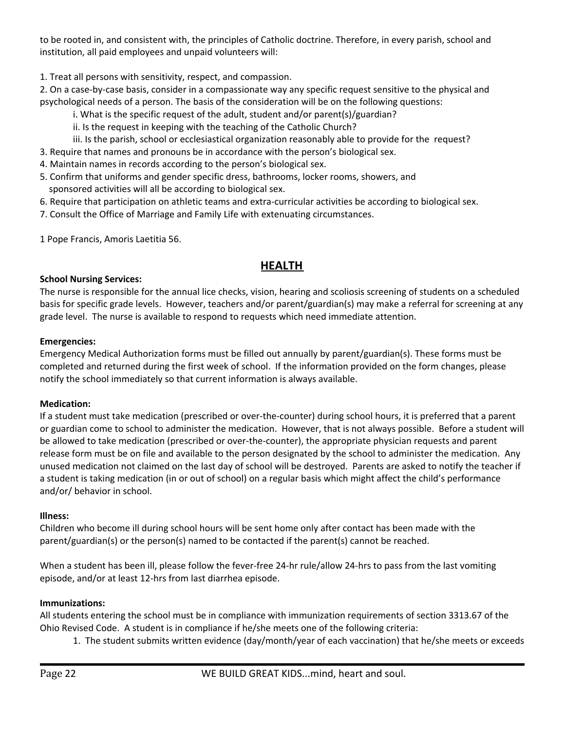to be rooted in, and consistent with, the principles of Catholic doctrine. Therefore, in every parish, school and institution, all paid employees and unpaid volunteers will:

1. Treat all persons with sensitivity, respect, and compassion.
2. On a case-by-case basis, consider in a compassionate way any specific request sensitive to the physical and psychological needs of a person. The basis of the consideration will be on the following questions:
    i. What is the specific request of the adult, student and/or parent(s)/guardian?
    ii. Is the request in keeping with the teaching of the Catholic Church?
    iii. Is the parish, school or ecclesiastical organization reasonably able to provide for the request?
3. Require that names and pronouns be in accordance with the person's biological sex.
4. Maintain names in records according to the person's biological sex.
5. Confirm that uniforms and gender specific dress, bathrooms, locker rooms, showers, and sponsored activities will all be according to biological sex.
6. Require that participation on athletic teams and extra-curricular activities be according to biological sex.
7. Consult the Office of Marriage and Family Life with extenuating circumstances.

1 Pope Francis, Amoris Laetitia 56.

## HEALTH

**School Nursing Services:**
The nurse is responsible for the annual lice checks, vision, hearing and scoliosis screening of students on a scheduled basis for specific grade levels. However, teachers and/or parent/guardian(s) may make a referral for screening at any grade level. The nurse is available to respond to requests which need immediate attention.

**Emergencies:**
Emergency Medical Authorization forms must be filled out annually by parent/guardian(s). These forms must be completed and returned during the first week of school. If the information provided on the form changes, please notify the school immediately so that current information is always available.

**Medication:**
If a student must take medication (prescribed or over-the-counter) during school hours, it is preferred that a parent or guardian come to school to administer the medication. However, that is not always possible. Before a student will be allowed to take medication (prescribed or over-the-counter), the appropriate physician requests and parent release form must be on file and available to the person designated by the school to administer the medication. Any unused medication not claimed on the last day of school will be destroyed. Parents are asked to notify the teacher if a student is taking medication (in or out of school) on a regular basis which might affect the child's performance and/or/ behavior in school.

**Illness:**
Children who become ill during school hours will be sent home only after contact has been made with the parent/guardian(s) or the person(s) named to be contacted if the parent(s) cannot be reached.

When a student has been ill, please follow the fever-free 24-hr rule/allow 24-hrs to pass from the last vomiting episode, and/or at least 12-hrs from last diarrhea episode.

**Immunizations:**
All students entering the school must be in compliance with immunization requirements of section 3313.67 of the Ohio Revised Code. A student is in compliance if he/she meets one of the following criteria:

1. The student submits written evidence (day/month/year of each vaccination) that he/she meets or exceeds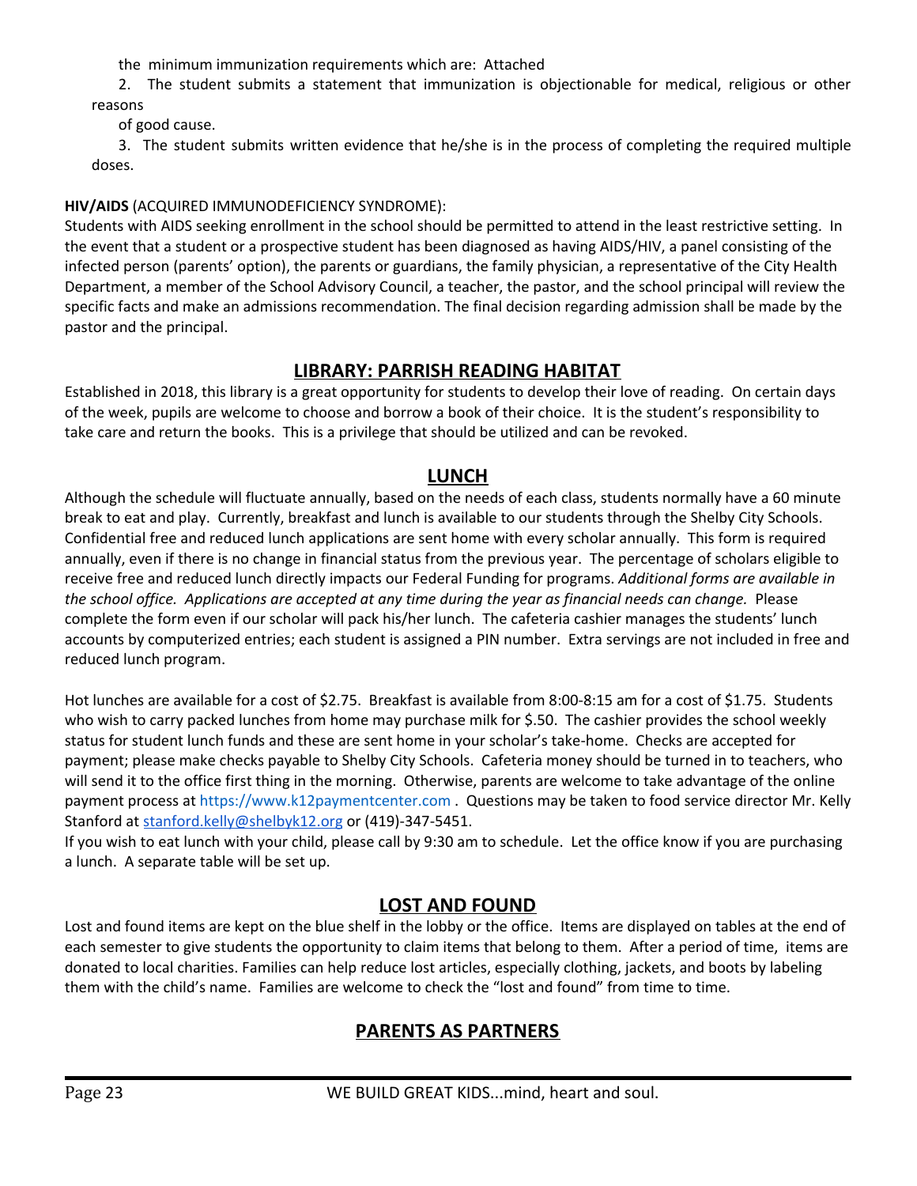the minimum immunization requirements which are: Attached

2. The student submits a statement that immunization is objectionable for medical, religious or other reasons of good cause.

3. The student submits written evidence that he/she is in the process of completing the required multiple doses.

**HIV/AIDS** (ACQUIRED IMMUNODEFICIENCY SYNDROME):
Students with AIDS seeking enrollment in the school should be permitted to attend in the least restrictive setting. In the event that a student or a prospective student has been diagnosed as having AIDS/HIV, a panel consisting of the infected person (parents' option), the parents or guardians, the family physician, a representative of the City Health Department, a member of the School Advisory Council, a teacher, the pastor, and the school principal will review the specific facts and make an admissions recommendation. The final decision regarding admission shall be made by the pastor and the principal.

## LIBRARY: PARRISH READING HABITAT

Established in 2018, this library is a great opportunity for students to develop their love of reading. On certain days of the week, pupils are welcome to choose and borrow a book of their choice. It is the student's responsibility to take care and return the books. This is a privilege that should be utilized and can be revoked.

## LUNCH

Although the schedule will fluctuate annually, based on the needs of each class, students normally have a 60 minute break to eat and play. Currently, breakfast and lunch is available to our students through the Shelby City Schools. Confidential free and reduced lunch applications are sent home with every scholar annually. This form is required annually, even if there is no change in financial status from the previous year. The percentage of scholars eligible to receive free and reduced lunch directly impacts our Federal Funding for programs. *Additional forms are available in the school office. Applications are accepted at any time during the year as financial needs can change.* Please complete the form even if our scholar will pack his/her lunch. The cafeteria cashier manages the students' lunch accounts by computerized entries; each student is assigned a PIN number. Extra servings are not included in free and reduced lunch program.

Hot lunches are available for a cost of $2.75. Breakfast is available from 8:00-8:15 am for a cost of $1.75. Students who wish to carry packed lunches from home may purchase milk for $.50. The cashier provides the school weekly status for student lunch funds and these are sent home in your scholar's take-home. Checks are accepted for payment; please make checks payable to Shelby City Schools. Cafeteria money should be turned in to teachers, who will send it to the office first thing in the morning. Otherwise, parents are welcome to take advantage of the online payment process at https://www.k12paymentcenter.com . Questions may be taken to food service director Mr. Kelly Stanford at stanford.kelly@shelbyk12.org or (419)-347-5451.
If you wish to eat lunch with your child, please call by 9:30 am to schedule. Let the office know if you are purchasing a lunch. A separate table will be set up.

## LOST AND FOUND

Lost and found items are kept on the blue shelf in the lobby or the office. Items are displayed on tables at the end of each semester to give students the opportunity to claim items that belong to them. After a period of time, items are donated to local charities. Families can help reduce lost articles, especially clothing, jackets, and boots by labeling them with the child's name. Families are welcome to check the "lost and found" from time to time.

## PARENTS AS PARTNERS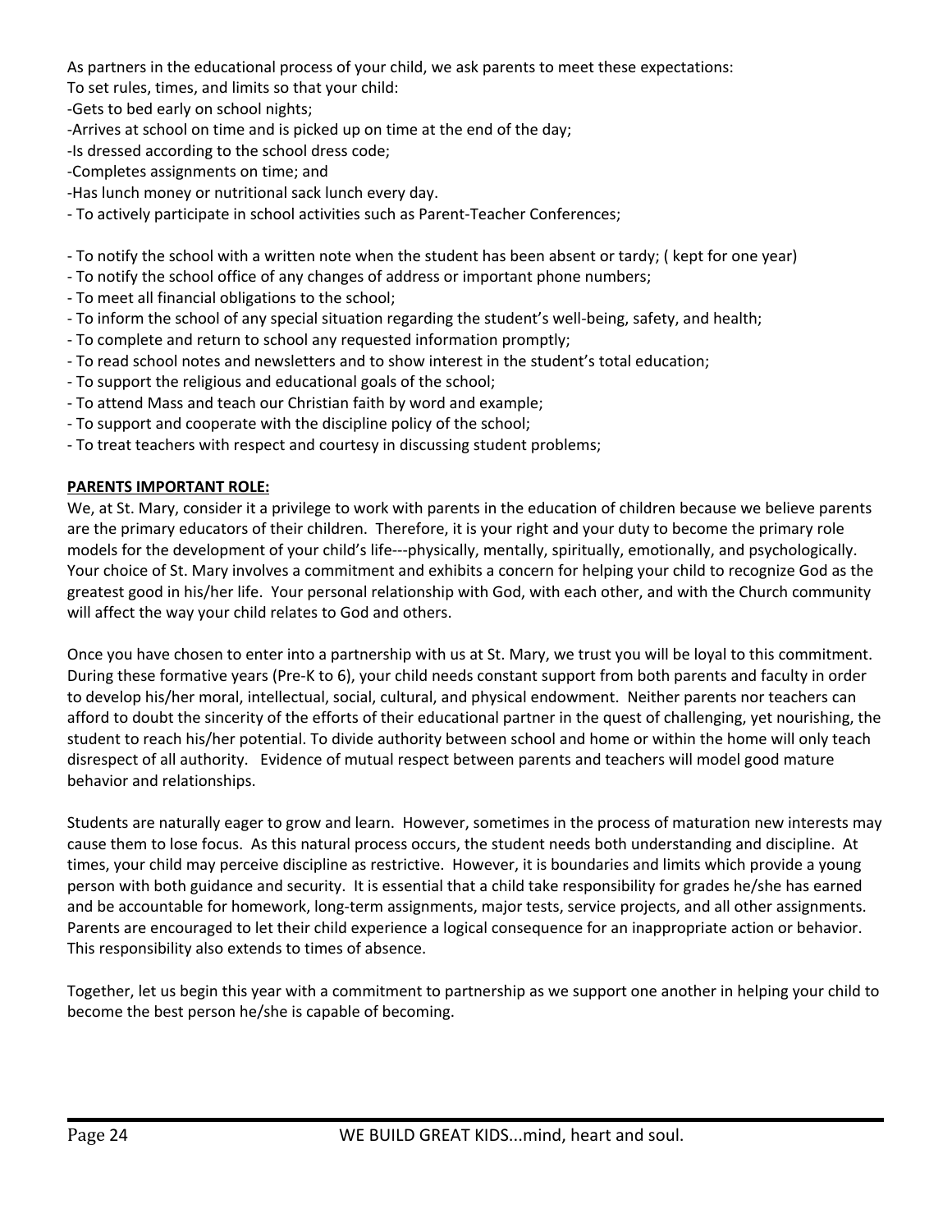As partners in the educational process of your child, we ask parents to meet these expectations:
To set rules, times, and limits so that your child:
-Gets to bed early on school nights;
-Arrives at school on time and is picked up on time at the end of the day;
-Is dressed according to the school dress code;
-Completes assignments on time; and
-Has lunch money or nutritional sack lunch every day.
- To actively participate in school activities such as Parent-Teacher Conferences;

- To notify the school with a written note when the student has been absent or tardy; ( kept for one year)
- To notify the school office of any changes of address or important phone numbers;
- To meet all financial obligations to the school;
- To inform the school of any special situation regarding the student's well-being, safety, and health;
- To complete and return to school any requested information promptly;
- To read school notes and newsletters and to show interest in the student's total education;
- To support the religious and educational goals of the school;
- To attend Mass and teach our Christian faith by word and example;
- To support and cooperate with the discipline policy of the school;
- To treat teachers with respect and courtesy in discussing student problems;

**PARENTS IMPORTANT ROLE:**

We, at St. Mary, consider it a privilege to work with parents in the education of children because we believe parents are the primary educators of their children. Therefore, it is your right and your duty to become the primary role models for the development of your child's life---physically, mentally, spiritually, emotionally, and psychologically. Your choice of St. Mary involves a commitment and exhibits a concern for helping your child to recognize God as the greatest good in his/her life. Your personal relationship with God, with each other, and with the Church community will affect the way your child relates to God and others.

Once you have chosen to enter into a partnership with us at St. Mary, we trust you will be loyal to this commitment. During these formative years (Pre-K to 6), your child needs constant support from both parents and faculty in order to develop his/her moral, intellectual, social, cultural, and physical endowment. Neither parents nor teachers can afford to doubt the sincerity of the efforts of their educational partner in the quest of challenging, yet nourishing, the student to reach his/her potential. To divide authority between school and home or within the home will only teach disrespect of all authority. Evidence of mutual respect between parents and teachers will model good mature behavior and relationships.

Students are naturally eager to grow and learn. However, sometimes in the process of maturation new interests may cause them to lose focus. As this natural process occurs, the student needs both understanding and discipline. At times, your child may perceive discipline as restrictive. However, it is boundaries and limits which provide a young person with both guidance and security. It is essential that a child take responsibility for grades he/she has earned and be accountable for homework, long-term assignments, major tests, service projects, and all other assignments. Parents are encouraged to let their child experience a logical consequence for an inappropriate action or behavior. This responsibility also extends to times of absence.

Together, let us begin this year with a commitment to partnership as we support one another in helping your child to become the best person he/she is capable of becoming.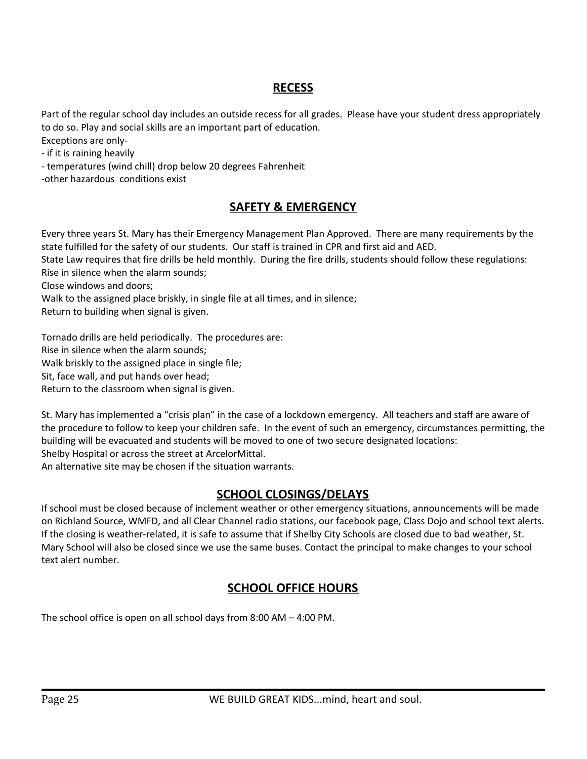## RECESS

Part of the regular school day includes an outside recess for all grades. Please have your student dress appropriately to do so. Play and social skills are an important part of education.

Exceptions are only-

- if it is raining heavily
- temperatures (wind chill) drop below 20 degrees Fahrenheit
- other hazardous conditions exist

## SAFETY & EMERGENCY

Every three years St. Mary has their Emergency Management Plan Approved. There are many requirements by the state fulfilled for the safety of our students. Our staff is trained in CPR and first aid and AED.

State Law requires that fire drills be held monthly. During the fire drills, students should follow these regulations:

Rise in silence when the alarm sounds;
Close windows and doors;
Walk to the assigned place briskly, in single file at all times, and in silence;
Return to building when signal is given.

Tornado drills are held periodically. The procedures are:

Rise in silence when the alarm sounds;
Walk briskly to the assigned place in single file;
Sit, face wall, and put hands over head;
Return to the classroom when signal is given.

St. Mary has implemented a "crisis plan" in the case of a lockdown emergency. All teachers and staff are aware of the procedure to follow to keep your children safe. In the event of such an emergency, circumstances permitting, the building will be evacuated and students will be moved to one of two secure designated locations:

Shelby Hospital or across the street at ArcelorMittal.

An alternative site may be chosen if the situation warrants.

## SCHOOL CLOSINGS/DELAYS

If school must be closed because of inclement weather or other emergency situations, announcements will be made on Richland Source, WMFD, and all Clear Channel radio stations, our facebook page, Class Dojo and school text alerts. If the closing is weather-related, it is safe to assume that if Shelby City Schools are closed due to bad weather, St. Mary School will also be closed since we use the same buses. Contact the principal to make changes to your school text alert number.

## SCHOOL OFFICE HOURS

The school office is open on all school days from 8:00 AM – 4:00 PM.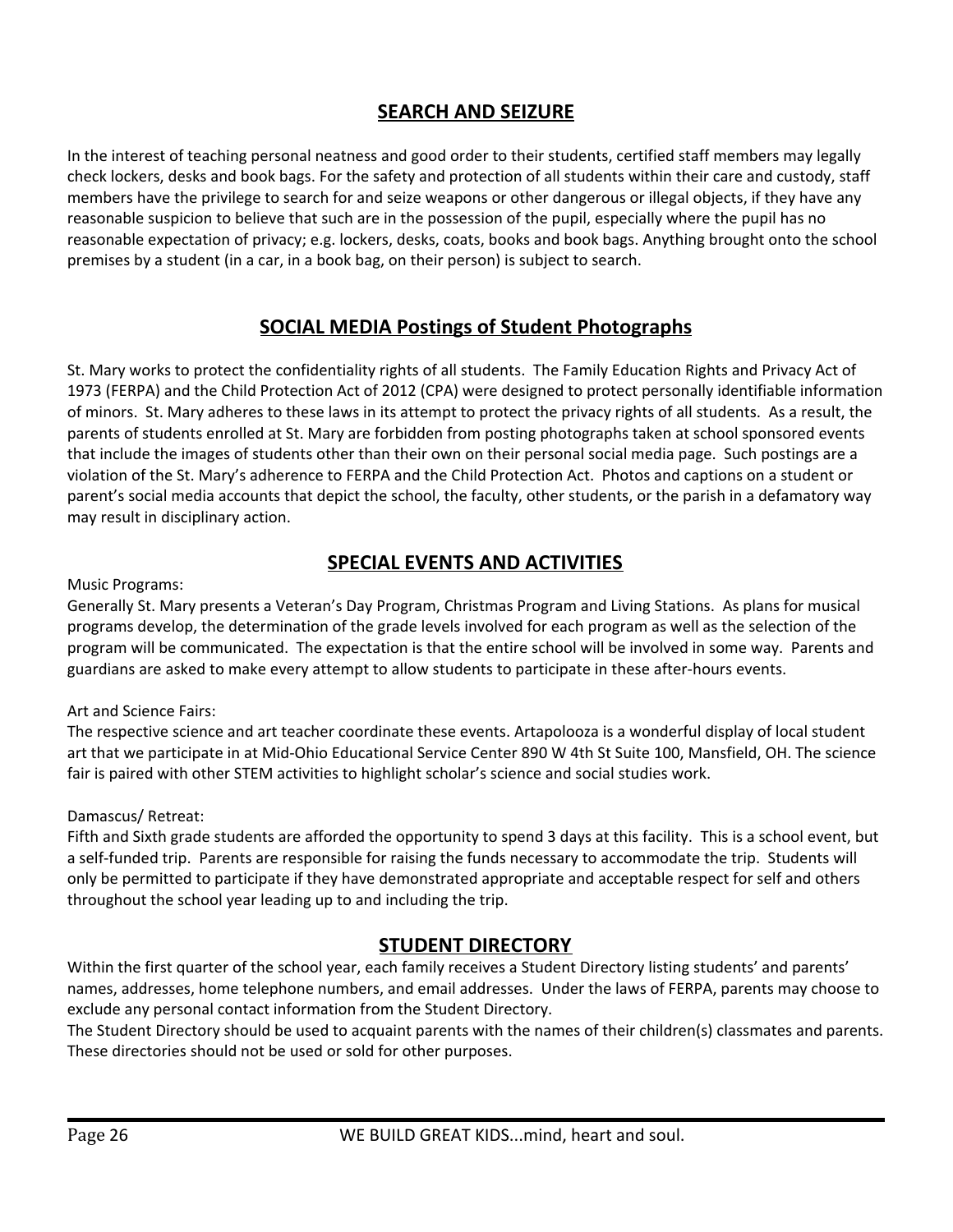## SEARCH AND SEIZURE

In the interest of teaching personal neatness and good order to their students, certified staff members may legally check lockers, desks and book bags. For the safety and protection of all students within their care and custody, staff members have the privilege to search for and seize weapons or other dangerous or illegal objects, if they have any reasonable suspicion to believe that such are in the possession of the pupil, especially where the pupil has no reasonable expectation of privacy; e.g. lockers, desks, coats, books and book bags. Anything brought onto the school premises by a student (in a car, in a book bag, on their person) is subject to search.

## SOCIAL MEDIA Postings of Student Photographs

St. Mary works to protect the confidentiality rights of all students. The Family Education Rights and Privacy Act of 1973 (FERPA) and the Child Protection Act of 2012 (CPA) were designed to protect personally identifiable information of minors. St. Mary adheres to these laws in its attempt to protect the privacy rights of all students. As a result, the parents of students enrolled at St. Mary are forbidden from posting photographs taken at school sponsored events that include the images of students other than their own on their personal social media page. Such postings are a violation of the St. Mary's adherence to FERPA and the Child Protection Act. Photos and captions on a student or parent's social media accounts that depict the school, the faculty, other students, or the parish in a defamatory way may result in disciplinary action.

## SPECIAL EVENTS AND ACTIVITIES

Music Programs:
Generally St. Mary presents a Veteran's Day Program, Christmas Program and Living Stations. As plans for musical programs develop, the determination of the grade levels involved for each program as well as the selection of the program will be communicated. The expectation is that the entire school will be involved in some way. Parents and guardians are asked to make every attempt to allow students to participate in these after-hours events.

Art and Science Fairs:
The respective science and art teacher coordinate these events. Artapolooza is a wonderful display of local student art that we participate in at Mid-Ohio Educational Service Center 890 W 4th St Suite 100, Mansfield, OH. The science fair is paired with other STEM activities to highlight scholar's science and social studies work.

Damascus/ Retreat:
Fifth and Sixth grade students are afforded the opportunity to spend 3 days at this facility. This is a school event, but a self-funded trip. Parents are responsible for raising the funds necessary to accommodate the trip. Students will only be permitted to participate if they have demonstrated appropriate and acceptable respect for self and others throughout the school year leading up to and including the trip.

## STUDENT DIRECTORY

Within the first quarter of the school year, each family receives a Student Directory listing students' and parents' names, addresses, home telephone numbers, and email addresses. Under the laws of FERPA, parents may choose to exclude any personal contact information from the Student Directory.
The Student Directory should be used to acquaint parents with the names of their children(s) classmates and parents. These directories should not be used or sold for other purposes.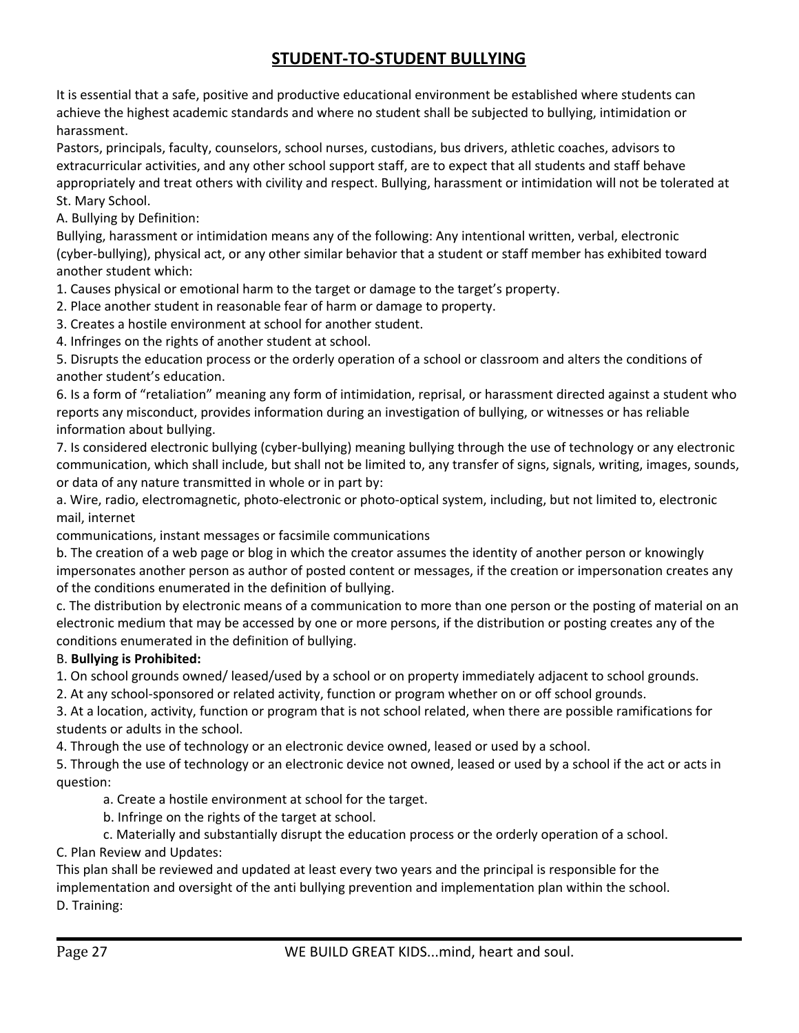# STUDENT-TO-STUDENT BULLYING

It is essential that a safe, positive and productive educational environment be established where students can achieve the highest academic standards and where no student shall be subjected to bullying, intimidation or harassment.

Pastors, principals, faculty, counselors, school nurses, custodians, bus drivers, athletic coaches, advisors to extracurricular activities, and any other school support staff, are to expect that all students and staff behave appropriately and treat others with civility and respect. Bullying, harassment or intimidation will not be tolerated at St. Mary School.

A. Bullying by Definition:

Bullying, harassment or intimidation means any of the following: Any intentional written, verbal, electronic (cyber-bullying), physical act, or any other similar behavior that a student or staff member has exhibited toward another student which:

1. Causes physical or emotional harm to the target or damage to the target's property.
2. Place another student in reasonable fear of harm or damage to property.
3. Creates a hostile environment at school for another student.
4. Infringes on the rights of another student at school.
5. Disrupts the education process or the orderly operation of a school or classroom and alters the conditions of another student's education.
6. Is a form of "retaliation" meaning any form of intimidation, reprisal, or harassment directed against a student who reports any misconduct, provides information during an investigation of bullying, or witnesses or has reliable information about bullying.
7. Is considered electronic bullying (cyber-bullying) meaning bullying through the use of technology or any electronic communication, which shall include, but shall not be limited to, any transfer of signs, signals, writing, images, sounds, or data of any nature transmitted in whole or in part by:

a. Wire, radio, electromagnetic, photo-electronic or photo-optical system, including, but not limited to, electronic mail, internet communications, instant messages or facsimile communications

b. The creation of a web page or blog in which the creator assumes the identity of another person or knowingly impersonates another person as author of posted content or messages, if the creation or impersonation creates any of the conditions enumerated in the definition of bullying.

c. The distribution by electronic means of a communication to more than one person or the posting of material on an electronic medium that may be accessed by one or more persons, if the distribution or posting creates any of the conditions enumerated in the definition of bullying.

B. **Bullying is Prohibited:**

1. On school grounds owned/ leased/used by a school or on property immediately adjacent to school grounds.
2. At any school-sponsored or related activity, function or program whether on or off school grounds.
3. At a location, activity, function or program that is not school related, when there are possible ramifications for students or adults in the school.
4. Through the use of technology or an electronic device owned, leased or used by a school.
5. Through the use of technology or an electronic device not owned, leased or used by a school if the act or acts in question:
   a. Create a hostile environment at school for the target.
   b. Infringe on the rights of the target at school.
   c. Materially and substantially disrupt the education process or the orderly operation of a school.

C. Plan Review and Updates:

This plan shall be reviewed and updated at least every two years and the principal is responsible for the implementation and oversight of the anti bullying prevention and implementation plan within the school.

D. Training: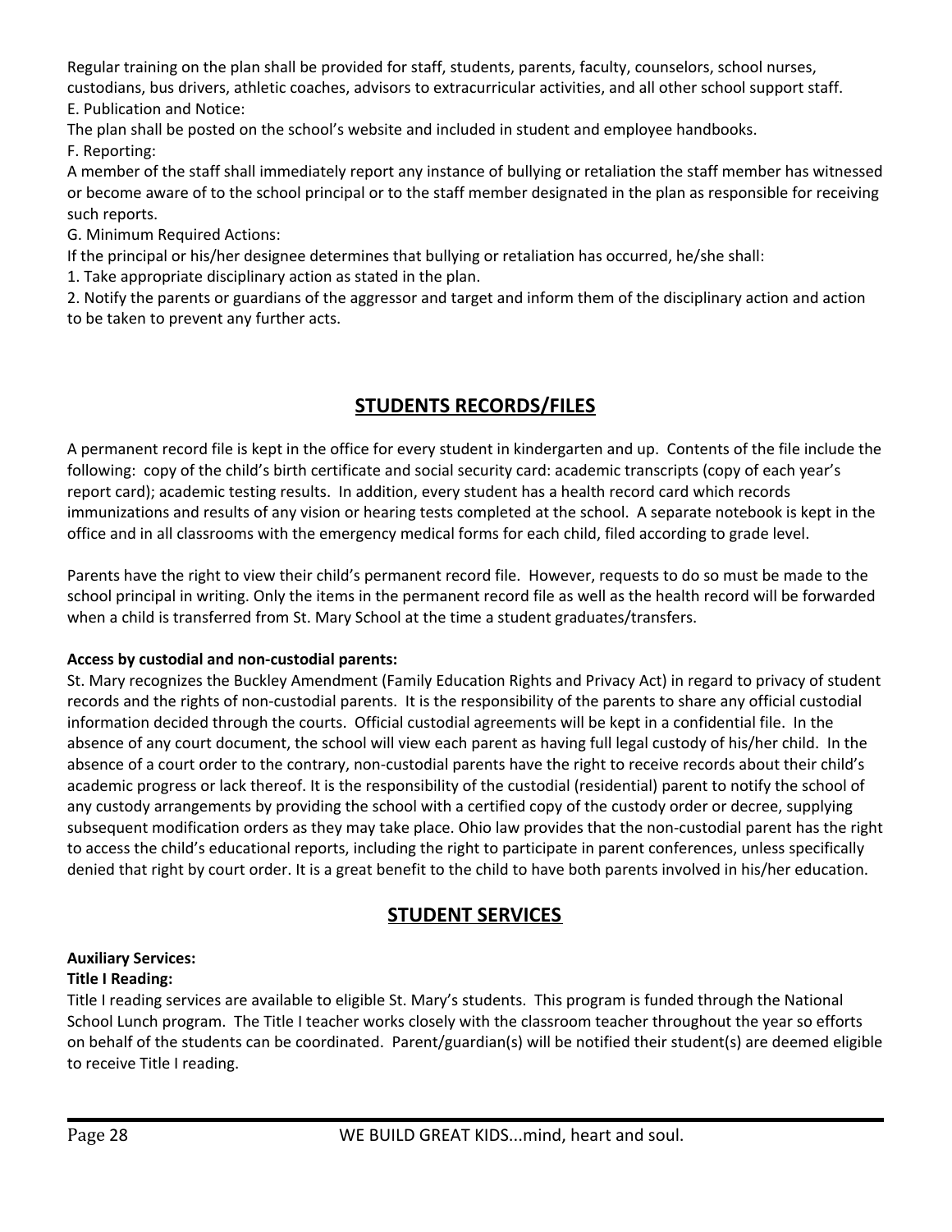Regular training on the plan shall be provided for staff, students, parents, faculty, counselors, school nurses, custodians, bus drivers, athletic coaches, advisors to extracurricular activities, and all other school support staff.

E. Publication and Notice:

The plan shall be posted on the school's website and included in student and employee handbooks.

F. Reporting:

A member of the staff shall immediately report any instance of bullying or retaliation the staff member has witnessed or become aware of to the school principal or to the staff member designated in the plan as responsible for receiving such reports.

G. Minimum Required Actions:

If the principal or his/her designee determines that bullying or retaliation has occurred, he/she shall:

1. Take appropriate disciplinary action as stated in the plan.
2. Notify the parents or guardians of the aggressor and target and inform them of the disciplinary action and action to be taken to prevent any further acts.

## STUDENTS RECORDS/FILES

A permanent record file is kept in the office for every student in kindergarten and up. Contents of the file include the following: copy of the child's birth certificate and social security card: academic transcripts (copy of each year's report card); academic testing results. In addition, every student has a health record card which records immunizations and results of any vision or hearing tests completed at the school. A separate notebook is kept in the office and in all classrooms with the emergency medical forms for each child, filed according to grade level.

Parents have the right to view their child's permanent record file. However, requests to do so must be made to the school principal in writing. Only the items in the permanent record file as well as the health record will be forwarded when a child is transferred from St. Mary School at the time a student graduates/transfers.

**Access by custodial and non-custodial parents:**

St. Mary recognizes the Buckley Amendment (Family Education Rights and Privacy Act) in regard to privacy of student records and the rights of non-custodial parents. It is the responsibility of the parents to share any official custodial information decided through the courts. Official custodial agreements will be kept in a confidential file. In the absence of any court document, the school will view each parent as having full legal custody of his/her child. In the absence of a court order to the contrary, non-custodial parents have the right to receive records about their child's academic progress or lack thereof. It is the responsibility of the custodial (residential) parent to notify the school of any custody arrangements by providing the school with a certified copy of the custody order or decree, supplying subsequent modification orders as they may take place. Ohio law provides that the non-custodial parent has the right to access the child's educational reports, including the right to participate in parent conferences, unless specifically denied that right by court order. It is a great benefit to the child to have both parents involved in his/her education.

## STUDENT SERVICES

**Auxiliary Services:**

**Title I Reading:**

Title I reading services are available to eligible St. Mary's students. This program is funded through the National School Lunch program. The Title I teacher works closely with the classroom teacher throughout the year so efforts on behalf of the students can be coordinated. Parent/guardian(s) will be notified their student(s) are deemed eligible to receive Title I reading.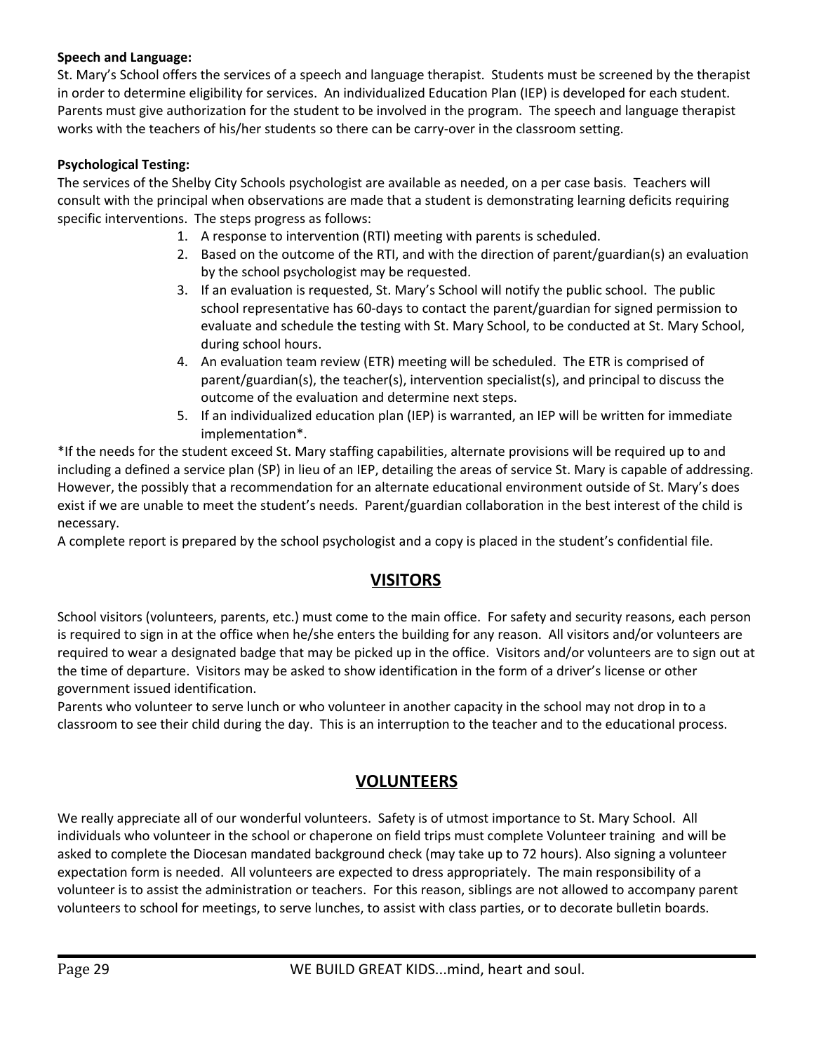**Speech and Language:**
St. Mary's School offers the services of a speech and language therapist. Students must be screened by the therapist in order to determine eligibility for services. An individualized Education Plan (IEP) is developed for each student. Parents must give authorization for the student to be involved in the program. The speech and language therapist works with the teachers of his/her students so there can be carry-over in the classroom setting.

**Psychological Testing:**
The services of the Shelby City Schools psychologist are available as needed, on a per case basis. Teachers will consult with the principal when observations are made that a student is demonstrating learning deficits requiring specific interventions. The steps progress as follows:

1. A response to intervention (RTI) meeting with parents is scheduled.
2. Based on the outcome of the RTI, and with the direction of parent/guardian(s) an evaluation by the school psychologist may be requested.
3. If an evaluation is requested, St. Mary's School will notify the public school. The public school representative has 60-days to contact the parent/guardian for signed permission to evaluate and schedule the testing with St. Mary School, to be conducted at St. Mary School, during school hours.
4. An evaluation team review (ETR) meeting will be scheduled. The ETR is comprised of parent/guardian(s), the teacher(s), intervention specialist(s), and principal to discuss the outcome of the evaluation and determine next steps.
5. If an individualized education plan (IEP) is warranted, an IEP will be written for immediate implementation*.

*If the needs for the student exceed St. Mary staffing capabilities, alternate provisions will be required up to and including a defined a service plan (SP) in lieu of an IEP, detailing the areas of service St. Mary is capable of addressing. However, the possibly that a recommendation for an alternate educational environment outside of St. Mary's does exist if we are unable to meet the student's needs. Parent/guardian collaboration in the best interest of the child is necessary.

A complete report is prepared by the school psychologist and a copy is placed in the student's confidential file.

## VISITORS

School visitors (volunteers, parents, etc.) must come to the main office. For safety and security reasons, each person is required to sign in at the office when he/she enters the building for any reason. All visitors and/or volunteers are required to wear a designated badge that may be picked up in the office. Visitors and/or volunteers are to sign out at the time of departure. Visitors may be asked to show identification in the form of a driver's license or other government issued identification.

Parents who volunteer to serve lunch or who volunteer in another capacity in the school may not drop in to a classroom to see their child during the day. This is an interruption to the teacher and to the educational process.

## VOLUNTEERS

We really appreciate all of our wonderful volunteers. Safety is of utmost importance to St. Mary School. All individuals who volunteer in the school or chaperone on field trips must complete Volunteer training and will be asked to complete the Diocesan mandated background check (may take up to 72 hours). Also signing a volunteer expectation form is needed. All volunteers are expected to dress appropriately. The main responsibility of a volunteer is to assist the administration or teachers. For this reason, siblings are not allowed to accompany parent volunteers to school for meetings, to serve lunches, to assist with class parties, or to decorate bulletin boards.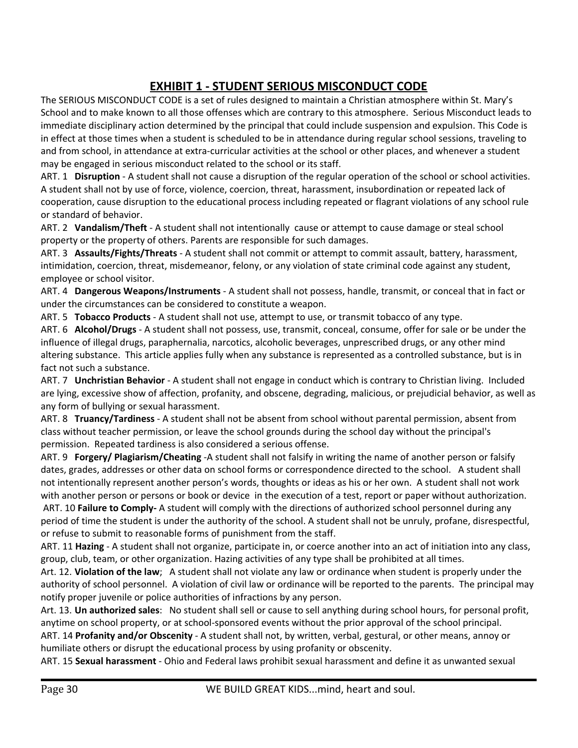## EXHIBIT 1 - STUDENT SERIOUS MISCONDUCT CODE

The SERIOUS MISCONDUCT CODE is a set of rules designed to maintain a Christian atmosphere within St. Mary's School and to make known to all those offenses which are contrary to this atmosphere. Serious Misconduct leads to immediate disciplinary action determined by the principal that could include suspension and expulsion. This Code is in effect at those times when a student is scheduled to be in attendance during regular school sessions, traveling to and from school, in attendance at extra-curricular activities at the school or other places, and whenever a student may be engaged in serious misconduct related to the school or its staff.

ART. 1 **Disruption** - A student shall not cause a disruption of the regular operation of the school or school activities. A student shall not by use of force, violence, coercion, threat, harassment, insubordination or repeated lack of cooperation, cause disruption to the educational process including repeated or flagrant violations of any school rule or standard of behavior.

ART. 2 **Vandalism/Theft** - A student shall not intentionally cause or attempt to cause damage or steal school property or the property of others. Parents are responsible for such damages.

ART. 3 **Assaults/Fights/Threats** - A student shall not commit or attempt to commit assault, battery, harassment, intimidation, coercion, threat, misdemeanor, felony, or any violation of state criminal code against any student, employee or school visitor.

ART. 4 **Dangerous Weapons/Instruments** - A student shall not possess, handle, transmit, or conceal that in fact or under the circumstances can be considered to constitute a weapon.

ART. 5 **Tobacco Products** - A student shall not use, attempt to use, or transmit tobacco of any type.

ART. 6 **Alcohol/Drugs** - A student shall not possess, use, transmit, conceal, consume, offer for sale or be under the influence of illegal drugs, paraphernalia, narcotics, alcoholic beverages, unprescribed drugs, or any other mind altering substance. This article applies fully when any substance is represented as a controlled substance, but is in fact not such a substance.

ART. 7 **Unchristian Behavior** - A student shall not engage in conduct which is contrary to Christian living. Included are lying, excessive show of affection, profanity, and obscene, degrading, malicious, or prejudicial behavior, as well as any form of bullying or sexual harassment.

ART. 8 **Truancy/Tardiness** - A student shall not be absent from school without parental permission, absent from class without teacher permission, or leave the school grounds during the school day without the principal's permission. Repeated tardiness is also considered a serious offense.

ART. 9 **Forgery/ Plagiarism/Cheating** -A student shall not falsify in writing the name of another person or falsify dates, grades, addresses or other data on school forms or correspondence directed to the school. A student shall not intentionally represent another person's words, thoughts or ideas as his or her own. A student shall not work with another person or persons or book or device in the execution of a test, report or paper without authorization.

ART. 10 **Failure to Comply-** A student will comply with the directions of authorized school personnel during any period of time the student is under the authority of the school. A student shall not be unruly, profane, disrespectful, or refuse to submit to reasonable forms of punishment from the staff.

ART. 11 **Hazing** - A student shall not organize, participate in, or coerce another into an act of initiation into any class, group, club, team, or other organization. Hazing activities of any type shall be prohibited at all times.

Art. 12. **Violation of the law**; A student shall not violate any law or ordinance when student is properly under the authority of school personnel. A violation of civil law or ordinance will be reported to the parents. The principal may notify proper juvenile or police authorities of infractions by any person.

Art. 13. **Un authorized sales**: No student shall sell or cause to sell anything during school hours, for personal profit, anytime on school property, or at school-sponsored events without the prior approval of the school principal.

ART. 14 **Profanity and/or Obscenity** - A student shall not, by written, verbal, gestural, or other means, annoy or humiliate others or disrupt the educational process by using profanity or obscenity.

ART. 15 **Sexual harassment** - Ohio and Federal laws prohibit sexual harassment and define it as unwanted sexual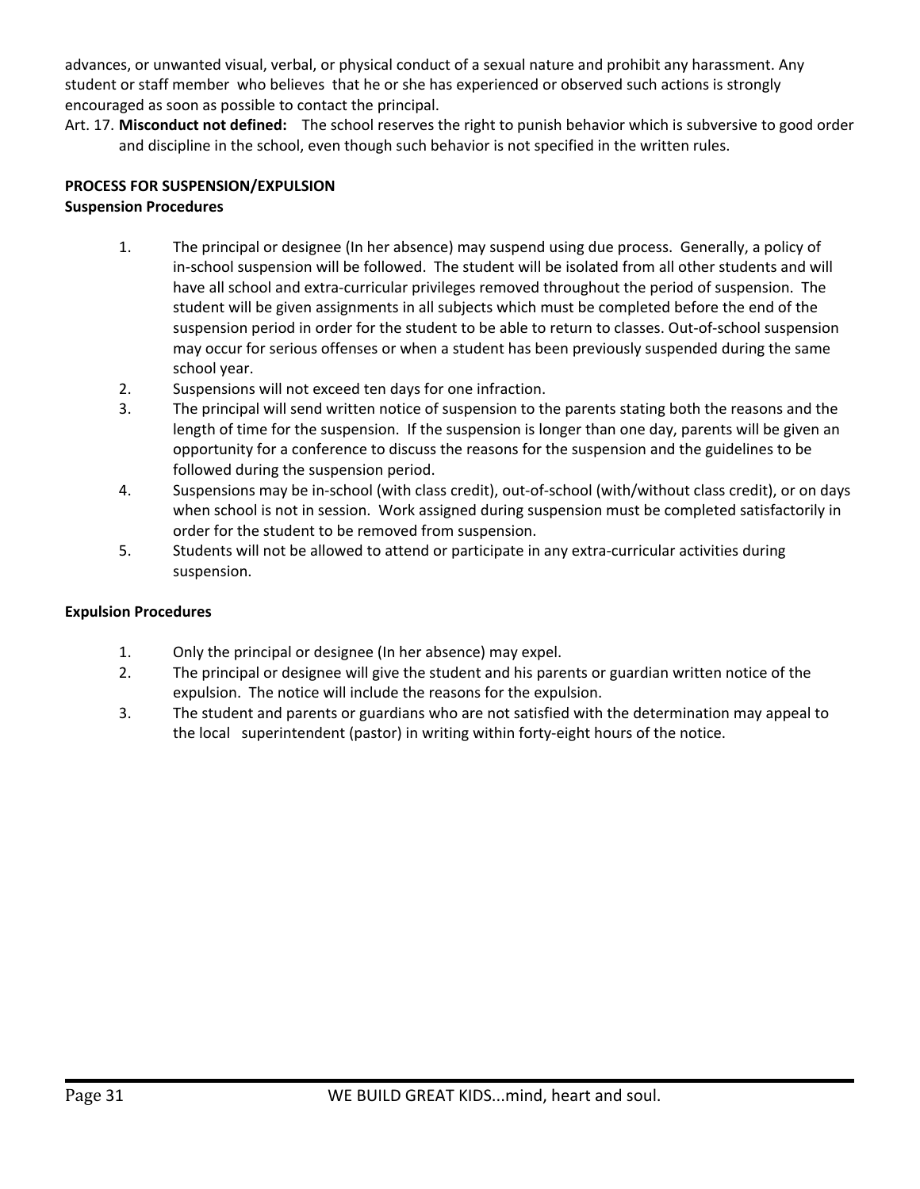advances, or unwanted visual, verbal, or physical conduct of a sexual nature and prohibit any harassment. Any student or staff member who believes that he or she has experienced or observed such actions is strongly encouraged as soon as possible to contact the principal.

Art. 17. **Misconduct not defined:** The school reserves the right to punish behavior which is subversive to good order and discipline in the school, even though such behavior is not specified in the written rules.

**PROCESS FOR SUSPENSION/EXPULSION**

**Suspension Procedures**

1. The principal or designee (In her absence) may suspend using due process. Generally, a policy of in-school suspension will be followed. The student will be isolated from all other students and will have all school and extra-curricular privileges removed throughout the period of suspension. The student will be given assignments in all subjects which must be completed before the end of the suspension period in order for the student to be able to return to classes. Out-of-school suspension may occur for serious offenses or when a student has been previously suspended during the same school year.
2. Suspensions will not exceed ten days for one infraction.
3. The principal will send written notice of suspension to the parents stating both the reasons and the length of time for the suspension. If the suspension is longer than one day, parents will be given an opportunity for a conference to discuss the reasons for the suspension and the guidelines to be followed during the suspension period.
4. Suspensions may be in-school (with class credit), out-of-school (with/without class credit), or on days when school is not in session. Work assigned during suspension must be completed satisfactorily in order for the student to be removed from suspension.
5. Students will not be allowed to attend or participate in any extra-curricular activities during suspension.

**Expulsion Procedures**

1. Only the principal or designee (In her absence) may expel.
2. The principal or designee will give the student and his parents or guardian written notice of the expulsion. The notice will include the reasons for the expulsion.
3. The student and parents or guardians who are not satisfied with the determination may appeal to the local superintendent (pastor) in writing within forty-eight hours of the notice.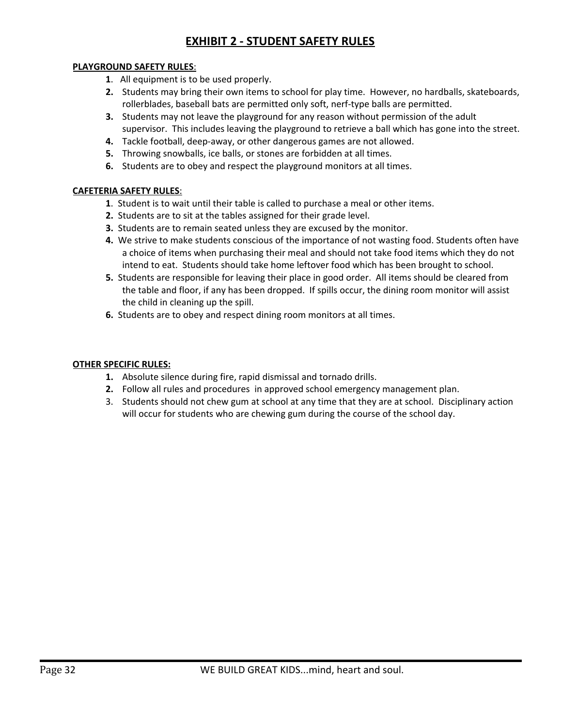# EXHIBIT 2 - STUDENT SAFETY RULES

**PLAYGROUND SAFETY RULES**:

1. All equipment is to be used properly.
2. Students may bring their own items to school for play time. However, no hardballs, skateboards, rollerblades, baseball bats are permitted only soft, nerf-type balls are permitted.
3. Students may not leave the playground for any reason without permission of the adult supervisor. This includes leaving the playground to retrieve a ball which has gone into the street.
4. Tackle football, deep-away, or other dangerous games are not allowed.
5. Throwing snowballs, ice balls, or stones are forbidden at all times.
6. Students are to obey and respect the playground monitors at all times.

**CAFETERIA SAFETY RULES**:

1. Student is to wait until their table is called to purchase a meal or other items.
2. Students are to sit at the tables assigned for their grade level.
3. Students are to remain seated unless they are excused by the monitor.
4. We strive to make students conscious of the importance of not wasting food. Students often have a choice of items when purchasing their meal and should not take food items which they do not intend to eat. Students should take home leftover food which has been brought to school.
5. Students are responsible for leaving their place in good order. All items should be cleared from the table and floor, if any has been dropped. If spills occur, the dining room monitor will assist the child in cleaning up the spill.
6. Students are to obey and respect dining room monitors at all times.

**OTHER SPECIFIC RULES:**

1. Absolute silence during fire, rapid dismissal and tornado drills.
2. Follow all rules and procedures in approved school emergency management plan.
3. Students should not chew gum at school at any time that they are at school. Disciplinary action will occur for students who are chewing gum during the course of the school day.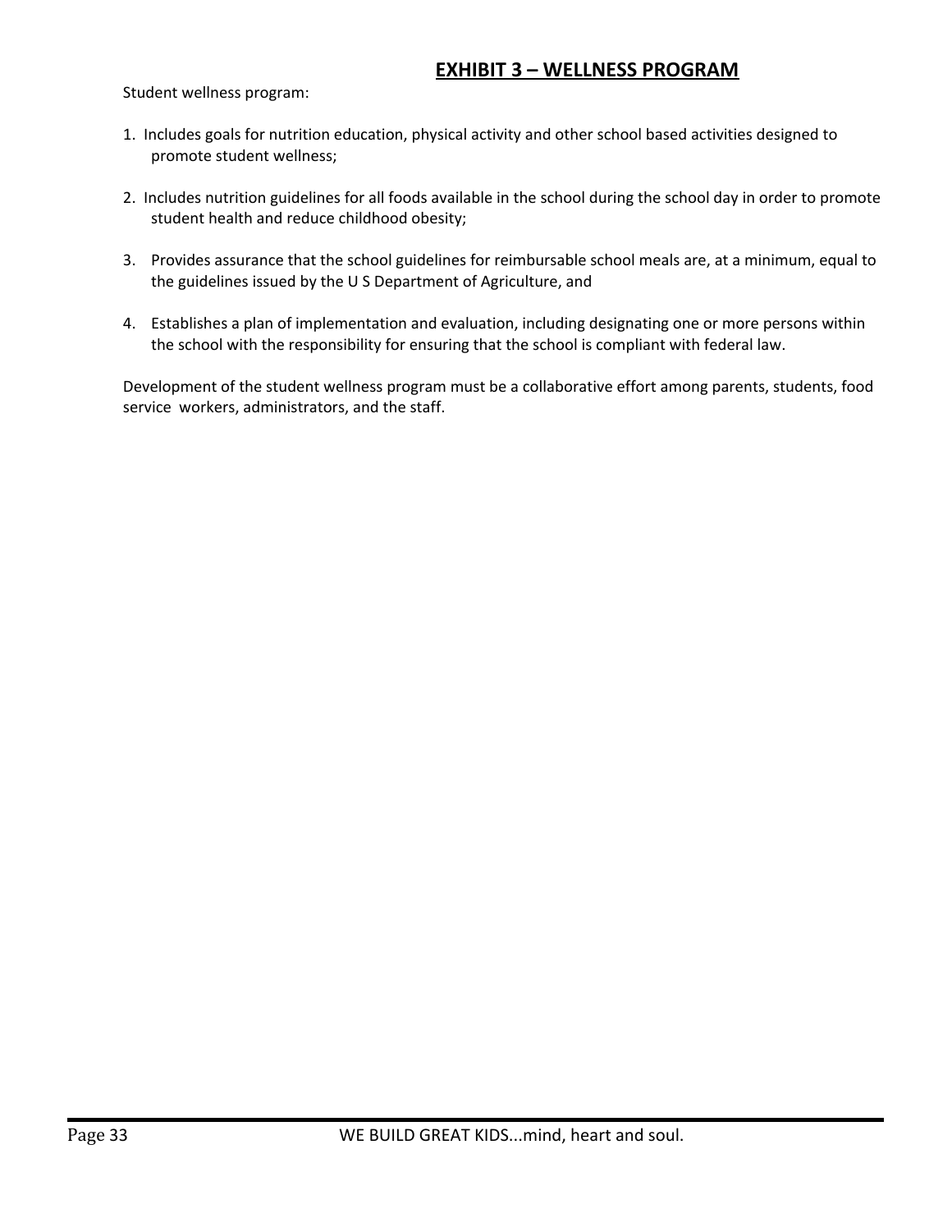## EXHIBIT 3 – WELLNESS PROGRAM

Student wellness program:

1. Includes goals for nutrition education, physical activity and other school based activities designed to promote student wellness;
2. Includes nutrition guidelines for all foods available in the school during the school day in order to promote student health and reduce childhood obesity;
3. Provides assurance that the school guidelines for reimbursable school meals are, at a minimum, equal to the guidelines issued by the U S Department of Agriculture, and
4. Establishes a plan of implementation and evaluation, including designating one or more persons within the school with the responsibility for ensuring that the school is compliant with federal law.

Development of the student wellness program must be a collaborative effort among parents, students, food service workers, administrators, and the staff.